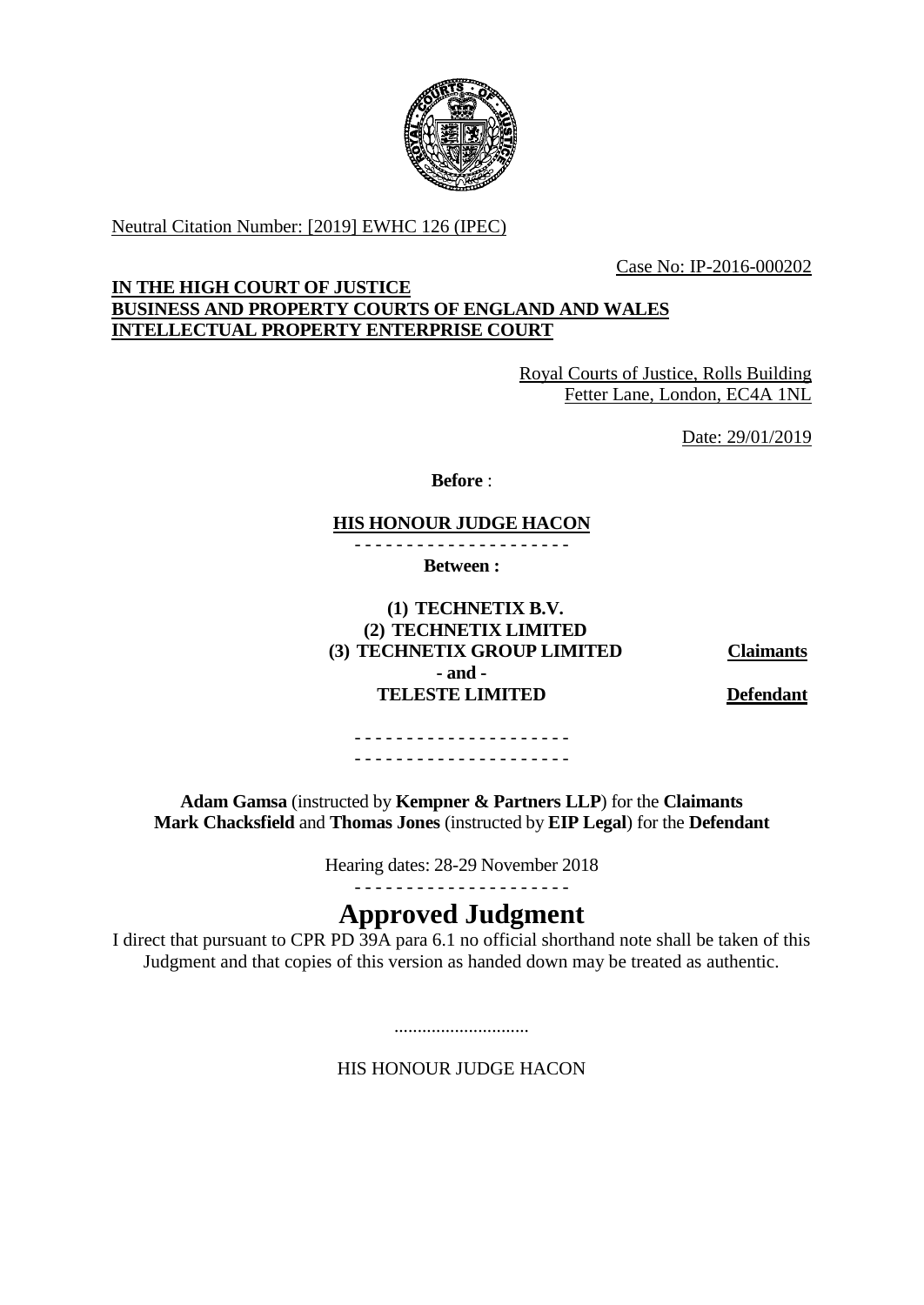Neutral Citation Number: [2019] EWHC 126 (IPEC)

Case No: IP-2016-000202

**IN THE HIGH COURT OF JUSTICE**
**BUSINESS AND PROPERTY COURTS OF ENGLAND AND WALES**
**INTELLECTUAL PROPERTY ENTERPRISE COURT**

Royal Courts of Justice, Rolls Building
Fetter Lane, London, EC4A 1NL

Date: 29/01/2019

**Before** :

**HIS HONOUR JUDGE HACON**

- - - - - - - - - - - - - - - - - - - - -

**Between :**

| | |
|---|---|
| **(1) TECHNETIX B.V.** | |
| **(2) TECHNETIX LIMITED** | |
| **(3) TECHNETIX GROUP LIMITED** | **Claimants** |
| **- and -** | |
| **TELESTE LIMITED** | **Defendant** |

- - - - - - - - - - - - - - - - - - - - -
- - - - - - - - - - - - - - - - - - - - -

**Adam Gamsa** (instructed by **Kempner & Partners LLP**) for the **Claimants**
**Mark Chacksfield** and **Thomas Jones** (instructed by **EIP Legal**) for the **Defendant**

Hearing dates: 28-29 November 2018

- - - - - - - - - - - - - - - - - - - - -

# Approved Judgment

I direct that pursuant to CPR PD 39A para 6.1 no official shorthand note shall be taken of this Judgment and that copies of this version as handed down may be treated as authentic.

.............................

HIS HONOUR JUDGE HACON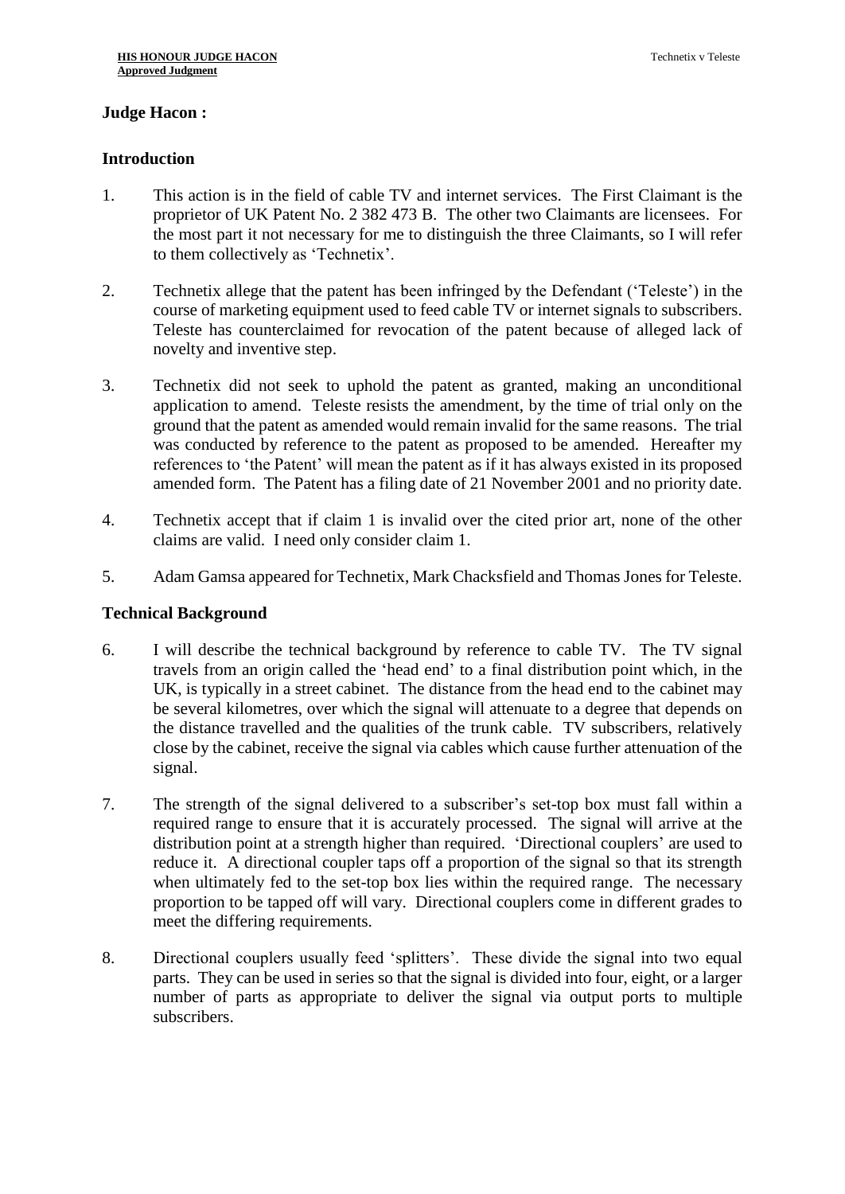**Judge Hacon :**

**Introduction**

1. This action is in the field of cable TV and internet services. The First Claimant is the proprietor of UK Patent No. 2 382 473 B. The other two Claimants are licensees. For the most part it not necessary for me to distinguish the three Claimants, so I will refer to them collectively as 'Technetix'.

2. Technetix allege that the patent has been infringed by the Defendant ('Teleste') in the course of marketing equipment used to feed cable TV or internet signals to subscribers. Teleste has counterclaimed for revocation of the patent because of alleged lack of novelty and inventive step.

3. Technetix did not seek to uphold the patent as granted, making an unconditional application to amend. Teleste resists the amendment, by the time of trial only on the ground that the patent as amended would remain invalid for the same reasons. The trial was conducted by reference to the patent as proposed to be amended. Hereafter my references to 'the Patent' will mean the patent as if it has always existed in its proposed amended form. The Patent has a filing date of 21 November 2001 and no priority date.

4. Technetix accept that if claim 1 is invalid over the cited prior art, none of the other claims are valid. I need only consider claim 1.

5. Adam Gamsa appeared for Technetix, Mark Chacksfield and Thomas Jones for Teleste.

**Technical Background**

6. I will describe the technical background by reference to cable TV. The TV signal travels from an origin called the 'head end' to a final distribution point which, in the UK, is typically in a street cabinet. The distance from the head end to the cabinet may be several kilometres, over which the signal will attenuate to a degree that depends on the distance travelled and the qualities of the trunk cable. TV subscribers, relatively close by the cabinet, receive the signal via cables which cause further attenuation of the signal.

7. The strength of the signal delivered to a subscriber's set-top box must fall within a required range to ensure that it is accurately processed. The signal will arrive at the distribution point at a strength higher than required. 'Directional couplers' are used to reduce it. A directional coupler taps off a proportion of the signal so that its strength when ultimately fed to the set-top box lies within the required range. The necessary proportion to be tapped off will vary. Directional couplers come in different grades to meet the differing requirements.

8. Directional couplers usually feed 'splitters'. These divide the signal into two equal parts. They can be used in series so that the signal is divided into four, eight, or a larger number of parts as appropriate to deliver the signal via output ports to multiple subscribers.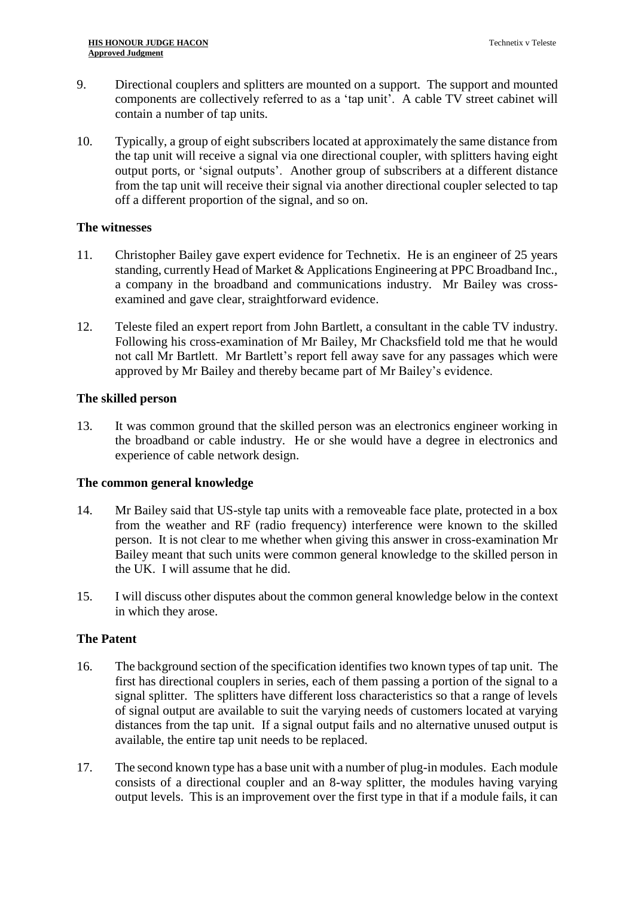9. Directional couplers and splitters are mounted on a support. The support and mounted components are collectively referred to as a 'tap unit'. A cable TV street cabinet will contain a number of tap units.

10. Typically, a group of eight subscribers located at approximately the same distance from the tap unit will receive a signal via one directional coupler, with splitters having eight output ports, or 'signal outputs'. Another group of subscribers at a different distance from the tap unit will receive their signal via another directional coupler selected to tap off a different proportion of the signal, and so on.

## The witnesses

11. Christopher Bailey gave expert evidence for Technetix. He is an engineer of 25 years standing, currently Head of Market & Applications Engineering at PPC Broadband Inc., a company in the broadband and communications industry. Mr Bailey was cross-examined and gave clear, straightforward evidence.

12. Teleste filed an expert report from John Bartlett, a consultant in the cable TV industry. Following his cross-examination of Mr Bailey, Mr Chacksfield told me that he would not call Mr Bartlett. Mr Bartlett's report fell away save for any passages which were approved by Mr Bailey and thereby became part of Mr Bailey's evidence.

## The skilled person

13. It was common ground that the skilled person was an electronics engineer working in the broadband or cable industry. He or she would have a degree in electronics and experience of cable network design.

## The common general knowledge

14. Mr Bailey said that US-style tap units with a removeable face plate, protected in a box from the weather and RF (radio frequency) interference were known to the skilled person. It is not clear to me whether when giving this answer in cross-examination Mr Bailey meant that such units were common general knowledge to the skilled person in the UK. I will assume that he did.

15. I will discuss other disputes about the common general knowledge below in the context in which they arose.

## The Patent

16. The background section of the specification identifies two known types of tap unit. The first has directional couplers in series, each of them passing a portion of the signal to a signal splitter. The splitters have different loss characteristics so that a range of levels of signal output are available to suit the varying needs of customers located at varying distances from the tap unit. If a signal output fails and no alternative unused output is available, the entire tap unit needs to be replaced.

17. The second known type has a base unit with a number of plug-in modules. Each module consists of a directional coupler and an 8-way splitter, the modules having varying output levels. This is an improvement over the first type in that if a module fails, it can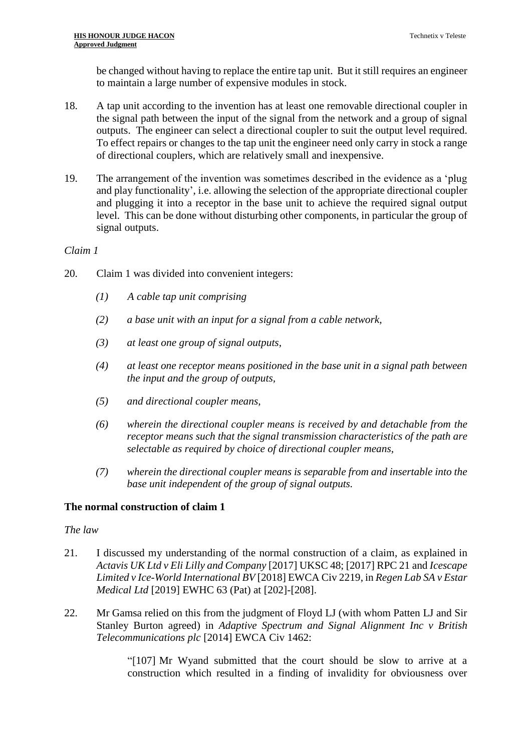be changed without having to replace the entire tap unit. But it still requires an engineer to maintain a large number of expensive modules in stock.

18. A tap unit according to the invention has at least one removable directional coupler in the signal path between the input of the signal from the network and a group of signal outputs. The engineer can select a directional coupler to suit the output level required. To effect repairs or changes to the tap unit the engineer need only carry in stock a range of directional couplers, which are relatively small and inexpensive.

19. The arrangement of the invention was sometimes described in the evidence as a 'plug and play functionality', i.e. allowing the selection of the appropriate directional coupler and plugging it into a receptor in the base unit to achieve the required signal output level. This can be done without disturbing other components, in particular the group of signal outputs.

*Claim 1*

20. Claim 1 was divided into convenient integers:

    *(1) A cable tap unit comprising*

    *(2) a base unit with an input for a signal from a cable network,*

    *(3) at least one group of signal outputs,*

    *(4) at least one receptor means positioned in the base unit in a signal path between the input and the group of outputs,*

    *(5) and directional coupler means,*

    *(6) wherein the directional coupler means is received by and detachable from the receptor means such that the signal transmission characteristics of the path are selectable as required by choice of directional coupler means,*

    *(7) wherein the directional coupler means is separable from and insertable into the base unit independent of the group of signal outputs.*

## The normal construction of claim 1

*The law*

21. I discussed my understanding of the normal construction of a claim, as explained in *Actavis UK Ltd v Eli Lilly and Company* [2017] UKSC 48; [2017] RPC 21 and *Icescape Limited v Ice-World International BV* [2018] EWCA Civ 2219, in *Regen Lab SA v Estar Medical Ltd* [2019] EWHC 63 (Pat) at [202]-[208].

22. Mr Gamsa relied on this from the judgment of Floyd LJ (with whom Patten LJ and Sir Stanley Burton agreed) in *Adaptive Spectrum and Signal Alignment Inc v British Telecommunications plc* [2014] EWCA Civ 1462:

    "[107] Mr Wyand submitted that the court should be slow to arrive at a construction which resulted in a finding of invalidity for obviousness over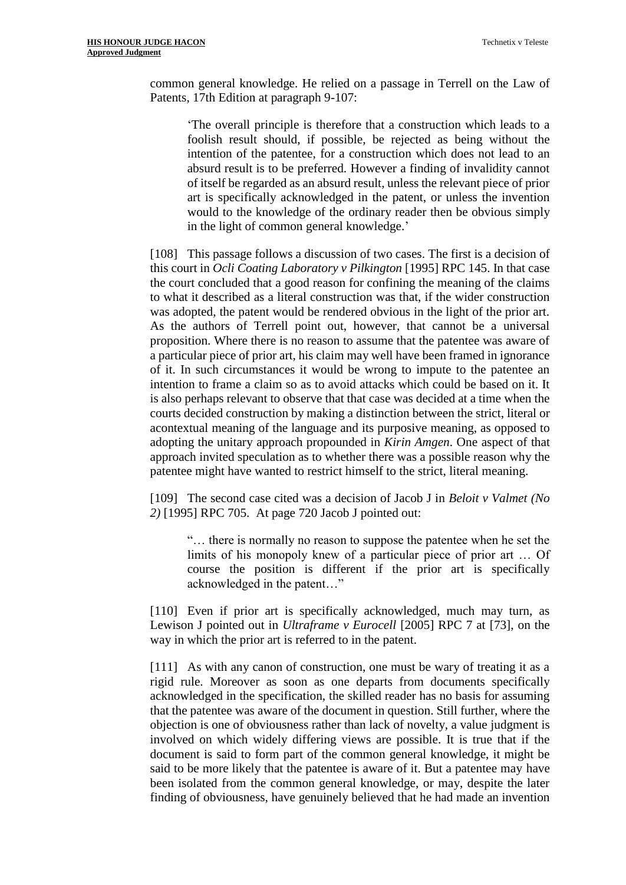common general knowledge. He relied on a passage in Terrell on the Law of Patents, 17th Edition at paragraph 9-107:

> 'The overall principle is therefore that a construction which leads to a foolish result should, if possible, be rejected as being without the intention of the patentee, for a construction which does not lead to an absurd result is to be preferred. However a finding of invalidity cannot of itself be regarded as an absurd result, unless the relevant piece of prior art is specifically acknowledged in the patent, or unless the invention would to the knowledge of the ordinary reader then be obvious simply in the light of common general knowledge.'

[108] This passage follows a discussion of two cases. The first is a decision of this court in *Ocli Coating Laboratory v Pilkington* [1995] RPC 145. In that case the court concluded that a good reason for confining the meaning of the claims to what it described as a literal construction was that, if the wider construction was adopted, the patent would be rendered obvious in the light of the prior art. As the authors of Terrell point out, however, that cannot be a universal proposition. Where there is no reason to assume that the patentee was aware of a particular piece of prior art, his claim may well have been framed in ignorance of it. In such circumstances it would be wrong to impute to the patentee an intention to frame a claim so as to avoid attacks which could be based on it. It is also perhaps relevant to observe that that case was decided at a time when the courts decided construction by making a distinction between the strict, literal or acontextual meaning of the language and its purposive meaning, as opposed to adopting the unitary approach propounded in *Kirin Amgen*. One aspect of that approach invited speculation as to whether there was a possible reason why the patentee might have wanted to restrict himself to the strict, literal meaning.

[109] The second case cited was a decision of Jacob J in *Beloit v Valmet (No 2)* [1995] RPC 705. At page 720 Jacob J pointed out:

> "… there is normally no reason to suppose the patentee when he set the limits of his monopoly knew of a particular piece of prior art … Of course the position is different if the prior art is specifically acknowledged in the patent…"

[110] Even if prior art is specifically acknowledged, much may turn, as Lewison J pointed out in *Ultraframe v Eurocell* [2005] RPC 7 at [73], on the way in which the prior art is referred to in the patent.

[111] As with any canon of construction, one must be wary of treating it as a rigid rule. Moreover as soon as one departs from documents specifically acknowledged in the specification, the skilled reader has no basis for assuming that the patentee was aware of the document in question. Still further, where the objection is one of obviousness rather than lack of novelty, a value judgment is involved on which widely differing views are possible. It is true that if the document is said to form part of the common general knowledge, it might be said to be more likely that the patentee is aware of it. But a patentee may have been isolated from the common general knowledge, or may, despite the later finding of obviousness, have genuinely believed that he had made an invention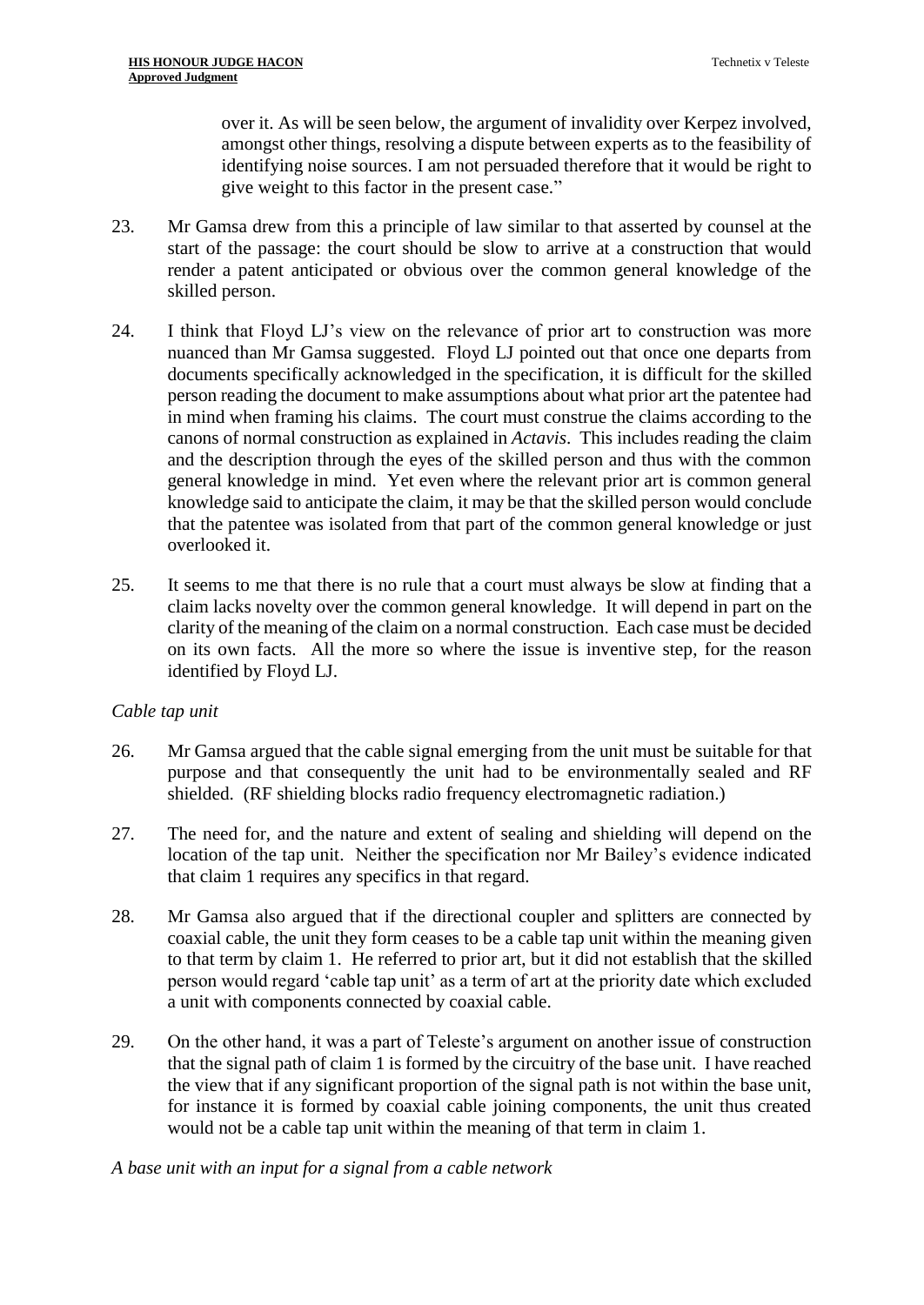over it. As will be seen below, the argument of invalidity over Kerpez involved, amongst other things, resolving a dispute between experts as to the feasibility of identifying noise sources. I am not persuaded therefore that it would be right to give weight to this factor in the present case."

23. Mr Gamsa drew from this a principle of law similar to that asserted by counsel at the start of the passage: the court should be slow to arrive at a construction that would render a patent anticipated or obvious over the common general knowledge of the skilled person.

24. I think that Floyd LJ's view on the relevance of prior art to construction was more nuanced than Mr Gamsa suggested. Floyd LJ pointed out that once one departs from documents specifically acknowledged in the specification, it is difficult for the skilled person reading the document to make assumptions about what prior art the patentee had in mind when framing his claims. The court must construe the claims according to the canons of normal construction as explained in *Actavis*. This includes reading the claim and the description through the eyes of the skilled person and thus with the common general knowledge in mind. Yet even where the relevant prior art is common general knowledge said to anticipate the claim, it may be that the skilled person would conclude that the patentee was isolated from that part of the common general knowledge or just overlooked it.

25. It seems to me that there is no rule that a court must always be slow at finding that a claim lacks novelty over the common general knowledge. It will depend in part on the clarity of the meaning of the claim on a normal construction. Each case must be decided on its own facts. All the more so where the issue is inventive step, for the reason identified by Floyd LJ.

*Cable tap unit*

26. Mr Gamsa argued that the cable signal emerging from the unit must be suitable for that purpose and that consequently the unit had to be environmentally sealed and RF shielded. (RF shielding blocks radio frequency electromagnetic radiation.)

27. The need for, and the nature and extent of sealing and shielding will depend on the location of the tap unit. Neither the specification nor Mr Bailey's evidence indicated that claim 1 requires any specifics in that regard.

28. Mr Gamsa also argued that if the directional coupler and splitters are connected by coaxial cable, the unit they form ceases to be a cable tap unit within the meaning given to that term by claim 1. He referred to prior art, but it did not establish that the skilled person would regard 'cable tap unit' as a term of art at the priority date which excluded a unit with components connected by coaxial cable.

29. On the other hand, it was a part of Teleste's argument on another issue of construction that the signal path of claim 1 is formed by the circuitry of the base unit. I have reached the view that if any significant proportion of the signal path is not within the base unit, for instance it is formed by coaxial cable joining components, the unit thus created would not be a cable tap unit within the meaning of that term in claim 1.

*A base unit with an input for a signal from a cable network*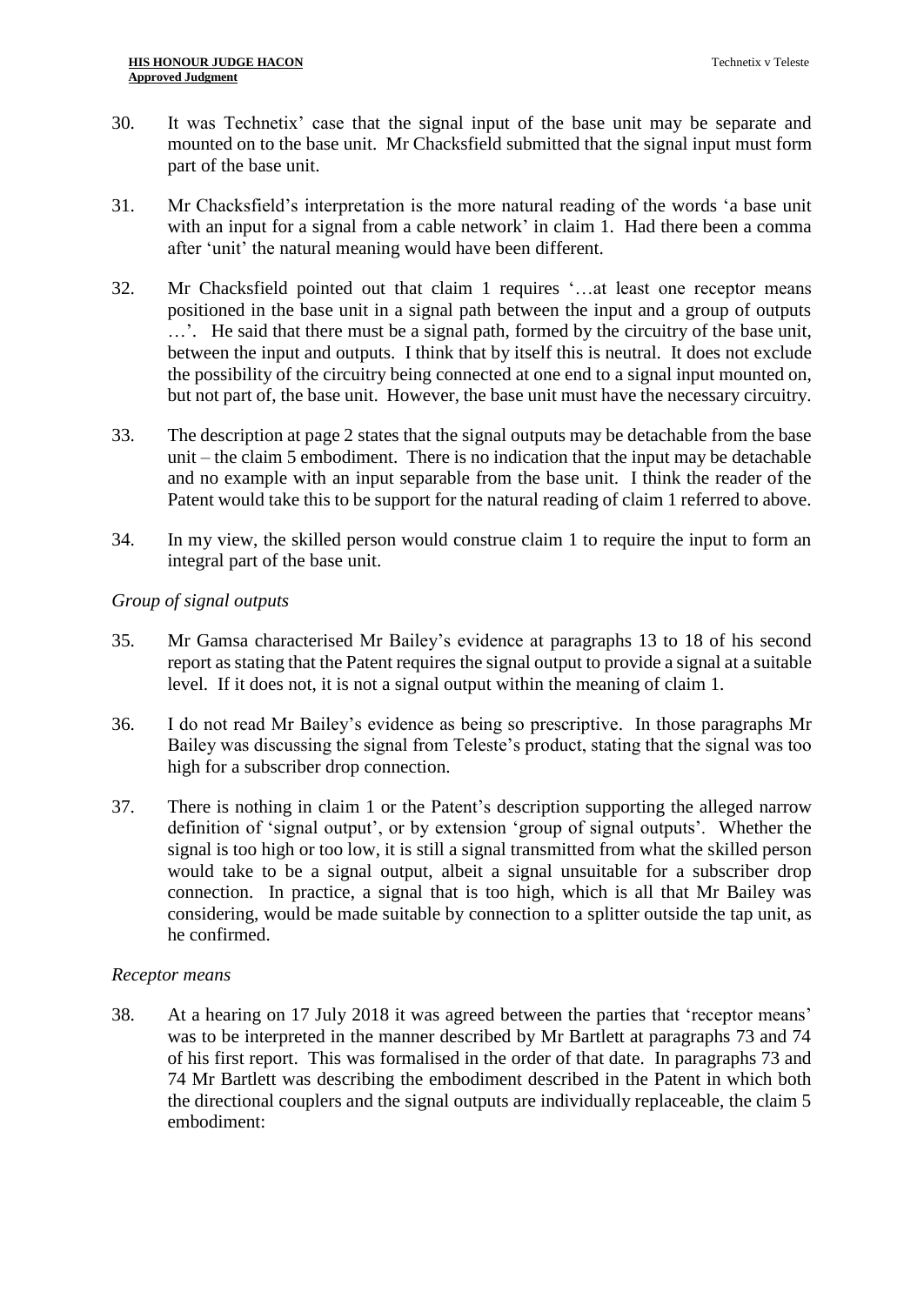30. It was Technetix' case that the signal input of the base unit may be separate and mounted on to the base unit. Mr Chacksfield submitted that the signal input must form part of the base unit.

31. Mr Chacksfield's interpretation is the more natural reading of the words 'a base unit with an input for a signal from a cable network' in claim 1. Had there been a comma after 'unit' the natural meaning would have been different.

32. Mr Chacksfield pointed out that claim 1 requires '…at least one receptor means positioned in the base unit in a signal path between the input and a group of outputs …'. He said that there must be a signal path, formed by the circuitry of the base unit, between the input and outputs. I think that by itself this is neutral. It does not exclude the possibility of the circuitry being connected at one end to a signal input mounted on, but not part of, the base unit. However, the base unit must have the necessary circuitry.

33. The description at page 2 states that the signal outputs may be detachable from the base unit – the claim 5 embodiment. There is no indication that the input may be detachable and no example with an input separable from the base unit. I think the reader of the Patent would take this to be support for the natural reading of claim 1 referred to above.

34. In my view, the skilled person would construe claim 1 to require the input to form an integral part of the base unit.

*Group of signal outputs*

35. Mr Gamsa characterised Mr Bailey's evidence at paragraphs 13 to 18 of his second report as stating that the Patent requires the signal output to provide a signal at a suitable level. If it does not, it is not a signal output within the meaning of claim 1.

36. I do not read Mr Bailey's evidence as being so prescriptive. In those paragraphs Mr Bailey was discussing the signal from Teleste's product, stating that the signal was too high for a subscriber drop connection.

37. There is nothing in claim 1 or the Patent's description supporting the alleged narrow definition of 'signal output', or by extension 'group of signal outputs'. Whether the signal is too high or too low, it is still a signal transmitted from what the skilled person would take to be a signal output, albeit a signal unsuitable for a subscriber drop connection. In practice, a signal that is too high, which is all that Mr Bailey was considering, would be made suitable by connection to a splitter outside the tap unit, as he confirmed.

*Receptor means*

38. At a hearing on 17 July 2018 it was agreed between the parties that 'receptor means' was to be interpreted in the manner described by Mr Bartlett at paragraphs 73 and 74 of his first report. This was formalised in the order of that date. In paragraphs 73 and 74 Mr Bartlett was describing the embodiment described in the Patent in which both the directional couplers and the signal outputs are individually replaceable, the claim 5 embodiment: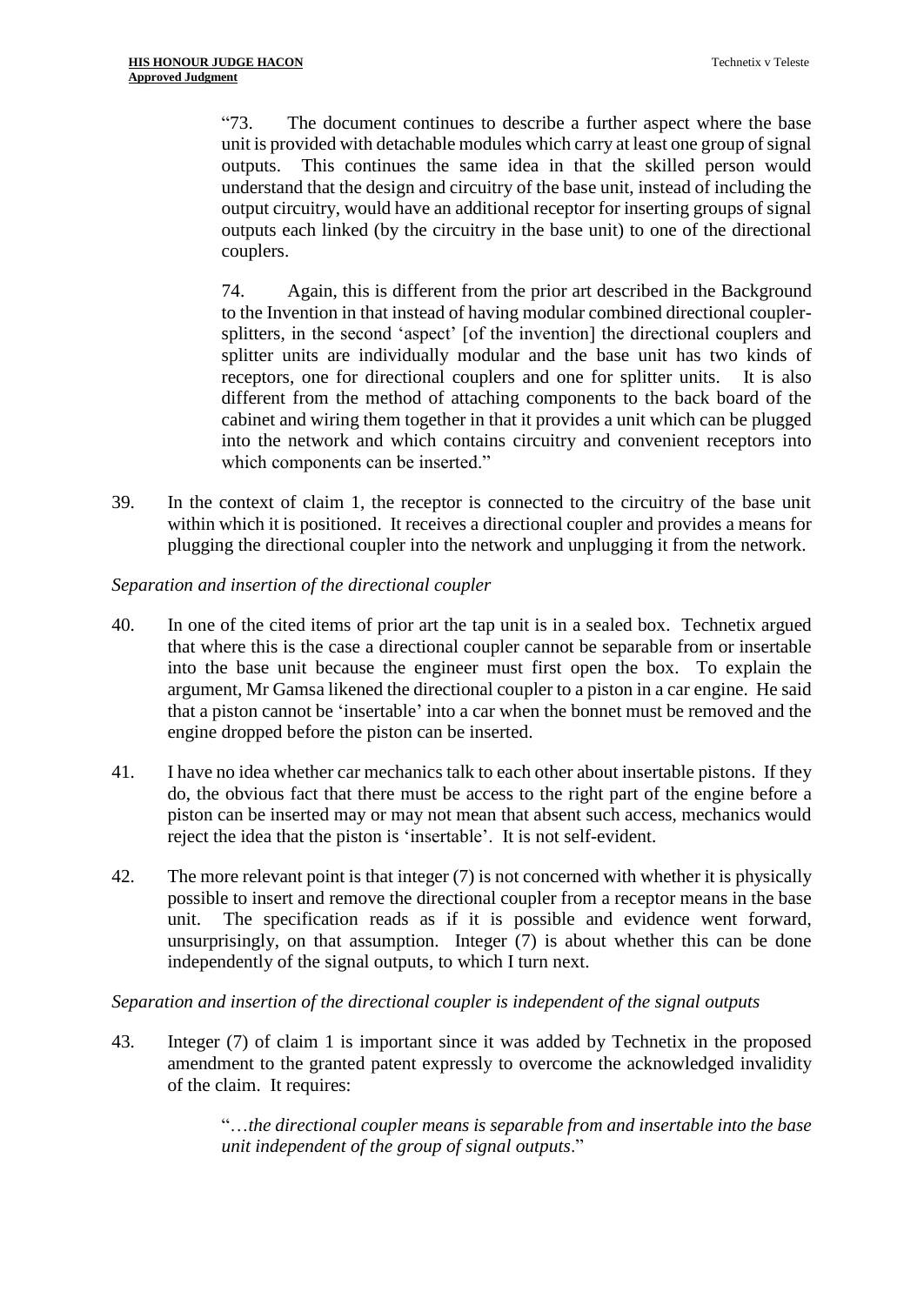> "73. The document continues to describe a further aspect where the base unit is provided with detachable modules which carry at least one group of signal outputs. This continues the same idea in that the skilled person would understand that the design and circuitry of the base unit, instead of including the output circuitry, would have an additional receptor for inserting groups of signal outputs each linked (by the circuitry in the base unit) to one of the directional couplers.
>
> 74. Again, this is different from the prior art described in the Background to the Invention in that instead of having modular combined directional coupler-splitters, in the second 'aspect' [of the invention] the directional couplers and splitter units are individually modular and the base unit has two kinds of receptors, one for directional couplers and one for splitter units. It is also different from the method of attaching components to the back board of the cabinet and wiring them together in that it provides a unit which can be plugged into the network and which contains circuitry and convenient receptors into which components can be inserted."

39. In the context of claim 1, the receptor is connected to the circuitry of the base unit within which it is positioned. It receives a directional coupler and provides a means for plugging the directional coupler into the network and unplugging it from the network.

*Separation and insertion of the directional coupler*

40. In one of the cited items of prior art the tap unit is in a sealed box. Technetix argued that where this is the case a directional coupler cannot be separable from or insertable into the base unit because the engineer must first open the box. To explain the argument, Mr Gamsa likened the directional coupler to a piston in a car engine. He said that a piston cannot be 'insertable' into a car when the bonnet must be removed and the engine dropped before the piston can be inserted.

41. I have no idea whether car mechanics talk to each other about insertable pistons. If they do, the obvious fact that there must be access to the right part of the engine before a piston can be inserted may or may not mean that absent such access, mechanics would reject the idea that the piston is 'insertable'. It is not self-evident.

42. The more relevant point is that integer (7) is not concerned with whether it is physically possible to insert and remove the directional coupler from a receptor means in the base unit. The specification reads as if it is possible and evidence went forward, unsurprisingly, on that assumption. Integer (7) is about whether this can be done independently of the signal outputs, to which I turn next.

*Separation and insertion of the directional coupler is independent of the signal outputs*

43. Integer (7) of claim 1 is important since it was added by Technetix in the proposed amendment to the granted patent expressly to overcome the acknowledged invalidity of the claim. It requires:

> "…*the directional coupler means is separable from and insertable into the base unit independent of the group of signal outputs*."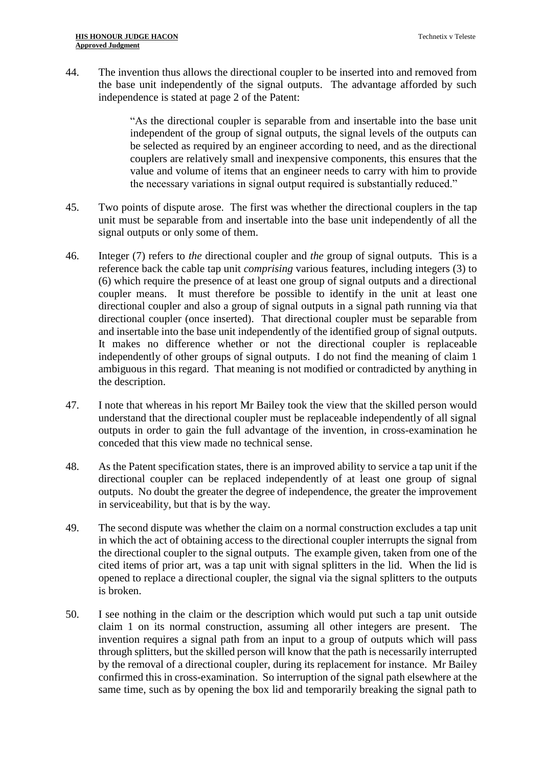44. The invention thus allows the directional coupler to be inserted into and removed from the base unit independently of the signal outputs. The advantage afforded by such independence is stated at page 2 of the Patent:

> "As the directional coupler is separable from and insertable into the base unit independent of the group of signal outputs, the signal levels of the outputs can be selected as required by an engineer according to need, and as the directional couplers are relatively small and inexpensive components, this ensures that the value and volume of items that an engineer needs to carry with him to provide the necessary variations in signal output required is substantially reduced."

45. Two points of dispute arose. The first was whether the directional couplers in the tap unit must be separable from and insertable into the base unit independently of all the signal outputs or only some of them.

46. Integer (7) refers to *the* directional coupler and *the* group of signal outputs. This is a reference back the cable tap unit *comprising* various features, including integers (3) to (6) which require the presence of at least one group of signal outputs and a directional coupler means. It must therefore be possible to identify in the unit at least one directional coupler and also a group of signal outputs in a signal path running via that directional coupler (once inserted). That directional coupler must be separable from and insertable into the base unit independently of the identified group of signal outputs. It makes no difference whether or not the directional coupler is replaceable independently of other groups of signal outputs. I do not find the meaning of claim 1 ambiguous in this regard. That meaning is not modified or contradicted by anything in the description.

47. I note that whereas in his report Mr Bailey took the view that the skilled person would understand that the directional coupler must be replaceable independently of all signal outputs in order to gain the full advantage of the invention, in cross-examination he conceded that this view made no technical sense.

48. As the Patent specification states, there is an improved ability to service a tap unit if the directional coupler can be replaced independently of at least one group of signal outputs. No doubt the greater the degree of independence, the greater the improvement in serviceability, but that is by the way.

49. The second dispute was whether the claim on a normal construction excludes a tap unit in which the act of obtaining access to the directional coupler interrupts the signal from the directional coupler to the signal outputs. The example given, taken from one of the cited items of prior art, was a tap unit with signal splitters in the lid. When the lid is opened to replace a directional coupler, the signal via the signal splitters to the outputs is broken.

50. I see nothing in the claim or the description which would put such a tap unit outside claim 1 on its normal construction, assuming all other integers are present. The invention requires a signal path from an input to a group of outputs which will pass through splitters, but the skilled person will know that the path is necessarily interrupted by the removal of a directional coupler, during its replacement for instance. Mr Bailey confirmed this in cross-examination. So interruption of the signal path elsewhere at the same time, such as by opening the box lid and temporarily breaking the signal path to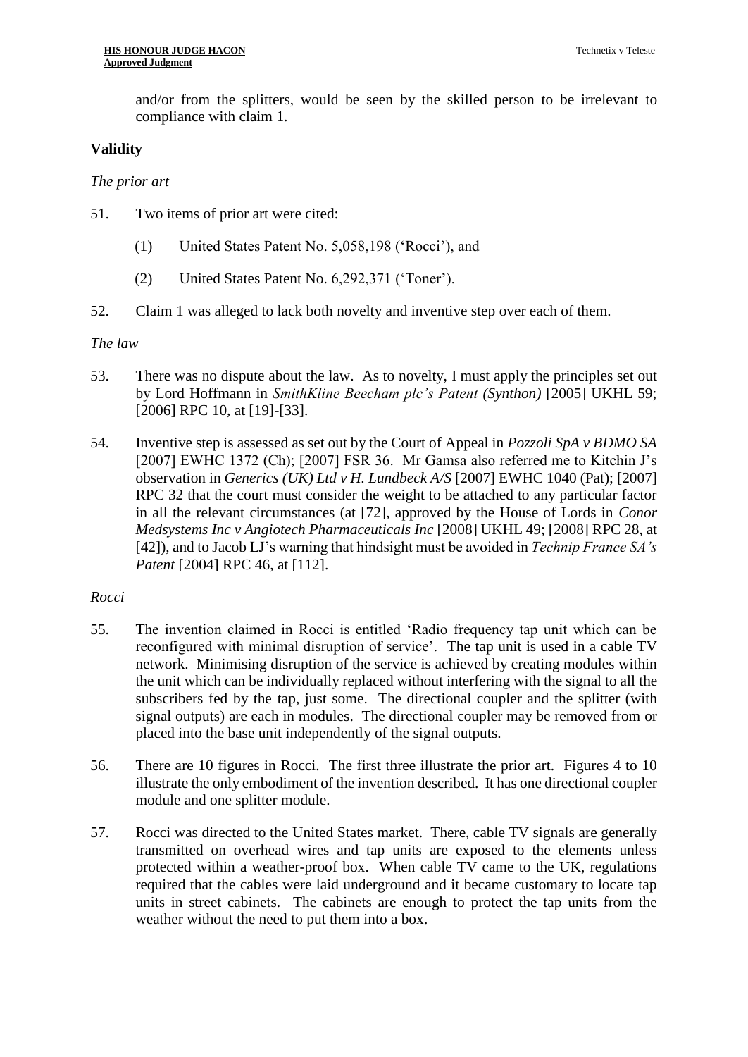and/or from the splitters, would be seen by the skilled person to be irrelevant to compliance with claim 1.

## Validity

*The prior art*

51. Two items of prior art were cited:

    (1) United States Patent No. 5,058,198 ('Rocci'), and

    (2) United States Patent No. 6,292,371 ('Toner').

52. Claim 1 was alleged to lack both novelty and inventive step over each of them.

*The law*

53. There was no dispute about the law. As to novelty, I must apply the principles set out by Lord Hoffmann in *SmithKline Beecham plc's Patent (Synthon)* [2005] UKHL 59; [2006] RPC 10, at [19]-[33].

54. Inventive step is assessed as set out by the Court of Appeal in *Pozzoli SpA v BDMO SA* [2007] EWHC 1372 (Ch); [2007] FSR 36. Mr Gamsa also referred me to Kitchin J's observation in *Generics (UK) Ltd v H. Lundbeck A/S* [2007] EWHC 1040 (Pat); [2007] RPC 32 that the court must consider the weight to be attached to any particular factor in all the relevant circumstances (at [72], approved by the House of Lords in *Conor Medsystems Inc v Angiotech Pharmaceuticals Inc* [2008] UKHL 49; [2008] RPC 28, at [42]), and to Jacob LJ's warning that hindsight must be avoided in *Technip France SA's Patent* [2004] RPC 46, at [112].

*Rocci*

55. The invention claimed in Rocci is entitled 'Radio frequency tap unit which can be reconfigured with minimal disruption of service'. The tap unit is used in a cable TV network. Minimising disruption of the service is achieved by creating modules within the unit which can be individually replaced without interfering with the signal to all the subscribers fed by the tap, just some. The directional coupler and the splitter (with signal outputs) are each in modules. The directional coupler may be removed from or placed into the base unit independently of the signal outputs.

56. There are 10 figures in Rocci. The first three illustrate the prior art. Figures 4 to 10 illustrate the only embodiment of the invention described. It has one directional coupler module and one splitter module.

57. Rocci was directed to the United States market. There, cable TV signals are generally transmitted on overhead wires and tap units are exposed to the elements unless protected within a weather-proof box. When cable TV came to the UK, regulations required that the cables were laid underground and it became customary to locate tap units in street cabinets. The cabinets are enough to protect the tap units from the weather without the need to put them into a box.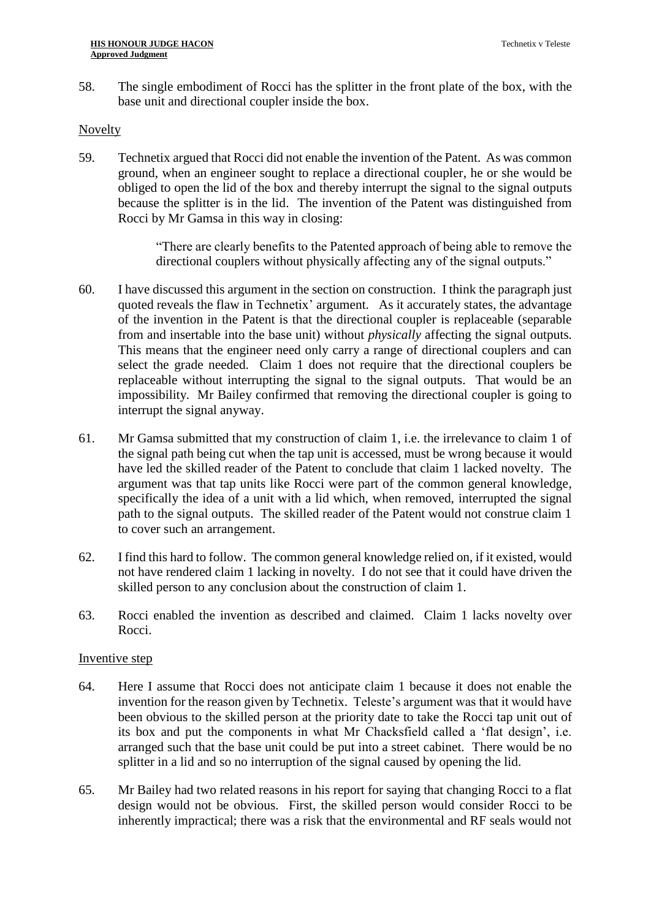58. The single embodiment of Rocci has the splitter in the front plate of the box, with the base unit and directional coupler inside the box.

## Novelty

59. Technetix argued that Rocci did not enable the invention of the Patent. As was common ground, when an engineer sought to replace a directional coupler, he or she would be obliged to open the lid of the box and thereby interrupt the signal to the signal outputs because the splitter is in the lid. The invention of the Patent was distinguished from Rocci by Mr Gamsa in this way in closing:

> "There are clearly benefits to the Patented approach of being able to remove the directional couplers without physically affecting any of the signal outputs."

60. I have discussed this argument in the section on construction. I think the paragraph just quoted reveals the flaw in Technetix' argument. As it accurately states, the advantage of the invention in the Patent is that the directional coupler is replaceable (separable from and insertable into the base unit) without *physically* affecting the signal outputs. This means that the engineer need only carry a range of directional couplers and can select the grade needed. Claim 1 does not require that the directional couplers be replaceable without interrupting the signal to the signal outputs. That would be an impossibility. Mr Bailey confirmed that removing the directional coupler is going to interrupt the signal anyway.

61. Mr Gamsa submitted that my construction of claim 1, i.e. the irrelevance to claim 1 of the signal path being cut when the tap unit is accessed, must be wrong because it would have led the skilled reader of the Patent to conclude that claim 1 lacked novelty. The argument was that tap units like Rocci were part of the common general knowledge, specifically the idea of a unit with a lid which, when removed, interrupted the signal path to the signal outputs. The skilled reader of the Patent would not construe claim 1 to cover such an arrangement.

62. I find this hard to follow. The common general knowledge relied on, if it existed, would not have rendered claim 1 lacking in novelty. I do not see that it could have driven the skilled person to any conclusion about the construction of claim 1.

63. Rocci enabled the invention as described and claimed. Claim 1 lacks novelty over Rocci.

## Inventive step

64. Here I assume that Rocci does not anticipate claim 1 because it does not enable the invention for the reason given by Technetix. Teleste's argument was that it would have been obvious to the skilled person at the priority date to take the Rocci tap unit out of its box and put the components in what Mr Chacksfield called a 'flat design', i.e. arranged such that the base unit could be put into a street cabinet. There would be no splitter in a lid and so no interruption of the signal caused by opening the lid.

65. Mr Bailey had two related reasons in his report for saying that changing Rocci to a flat design would not be obvious. First, the skilled person would consider Rocci to be inherently impractical; there was a risk that the environmental and RF seals would not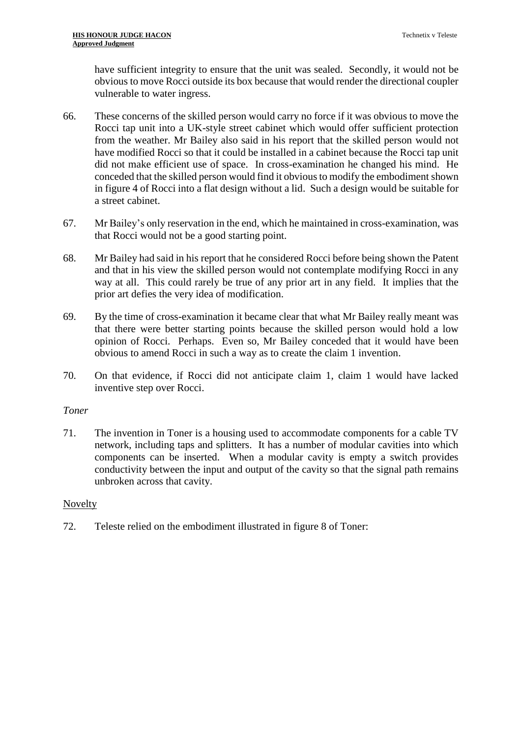have sufficient integrity to ensure that the unit was sealed. Secondly, it would not be obvious to move Rocci outside its box because that would render the directional coupler vulnerable to water ingress.

66. These concerns of the skilled person would carry no force if it was obvious to move the Rocci tap unit into a UK-style street cabinet which would offer sufficient protection from the weather. Mr Bailey also said in his report that the skilled person would not have modified Rocci so that it could be installed in a cabinet because the Rocci tap unit did not make efficient use of space. In cross-examination he changed his mind. He conceded that the skilled person would find it obvious to modify the embodiment shown in figure 4 of Rocci into a flat design without a lid. Such a design would be suitable for a street cabinet.

67. Mr Bailey's only reservation in the end, which he maintained in cross-examination, was that Rocci would not be a good starting point.

68. Mr Bailey had said in his report that he considered Rocci before being shown the Patent and that in his view the skilled person would not contemplate modifying Rocci in any way at all. This could rarely be true of any prior art in any field. It implies that the prior art defies the very idea of modification.

69. By the time of cross-examination it became clear that what Mr Bailey really meant was that there were better starting points because the skilled person would hold a low opinion of Rocci. Perhaps. Even so, Mr Bailey conceded that it would have been obvious to amend Rocci in such a way as to create the claim 1 invention.

70. On that evidence, if Rocci did not anticipate claim 1, claim 1 would have lacked inventive step over Rocci.

*Toner*

71. The invention in Toner is a housing used to accommodate components for a cable TV network, including taps and splitters. It has a number of modular cavities into which components can be inserted. When a modular cavity is empty a switch provides conductivity between the input and output of the cavity so that the signal path remains unbroken across that cavity.

<u>Novelty</u>

72. Teleste relied on the embodiment illustrated in figure 8 of Toner: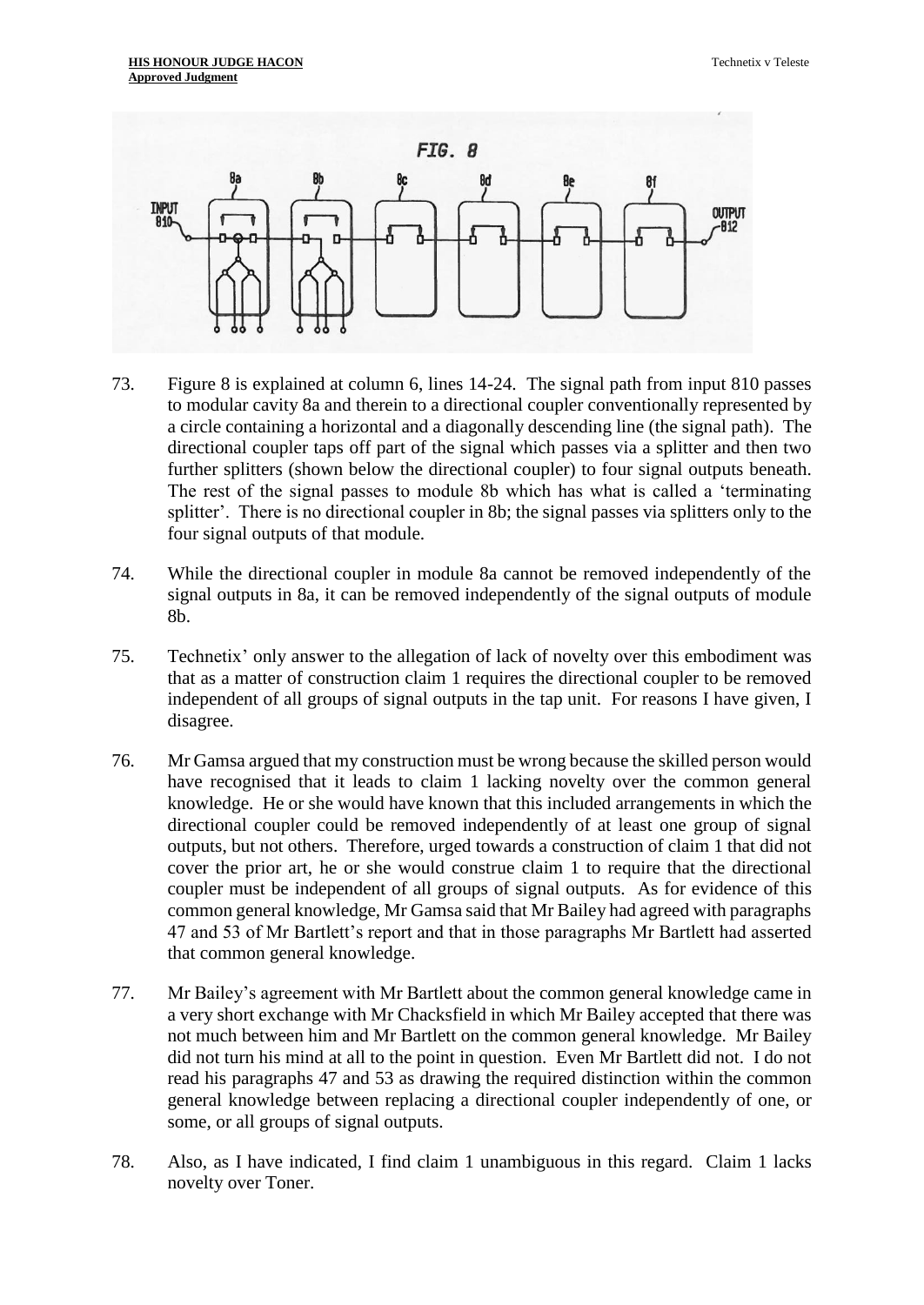73. Figure 8 is explained at column 6, lines 14-24. The signal path from input 810 passes to modular cavity 8a and therein to a directional coupler conventionally represented by a circle containing a horizontal and a diagonally descending line (the signal path). The directional coupler taps off part of the signal which passes via a splitter and then two further splitters (shown below the directional coupler) to four signal outputs beneath. The rest of the signal passes to module 8b which has what is called a 'terminating splitter'. There is no directional coupler in 8b; the signal passes via splitters only to the four signal outputs of that module.

74. While the directional coupler in module 8a cannot be removed independently of the signal outputs in 8a, it can be removed independently of the signal outputs of module 8b.

75. Technetix' only answer to the allegation of lack of novelty over this embodiment was that as a matter of construction claim 1 requires the directional coupler to be removed independent of all groups of signal outputs in the tap unit. For reasons I have given, I disagree.

76. Mr Gamsa argued that my construction must be wrong because the skilled person would have recognised that it leads to claim 1 lacking novelty over the common general knowledge. He or she would have known that this included arrangements in which the directional coupler could be removed independently of at least one group of signal outputs, but not others. Therefore, urged towards a construction of claim 1 that did not cover the prior art, he or she would construe claim 1 to require that the directional coupler must be independent of all groups of signal outputs. As for evidence of this common general knowledge, Mr Gamsa said that Mr Bailey had agreed with paragraphs 47 and 53 of Mr Bartlett's report and that in those paragraphs Mr Bartlett had asserted that common general knowledge.

77. Mr Bailey's agreement with Mr Bartlett about the common general knowledge came in a very short exchange with Mr Chacksfield in which Mr Bailey accepted that there was not much between him and Mr Bartlett on the common general knowledge. Mr Bailey did not turn his mind at all to the point in question. Even Mr Bartlett did not. I do not read his paragraphs 47 and 53 as drawing the required distinction within the common general knowledge between replacing a directional coupler independently of one, or some, or all groups of signal outputs.

78. Also, as I have indicated, I find claim 1 unambiguous in this regard. Claim 1 lacks novelty over Toner.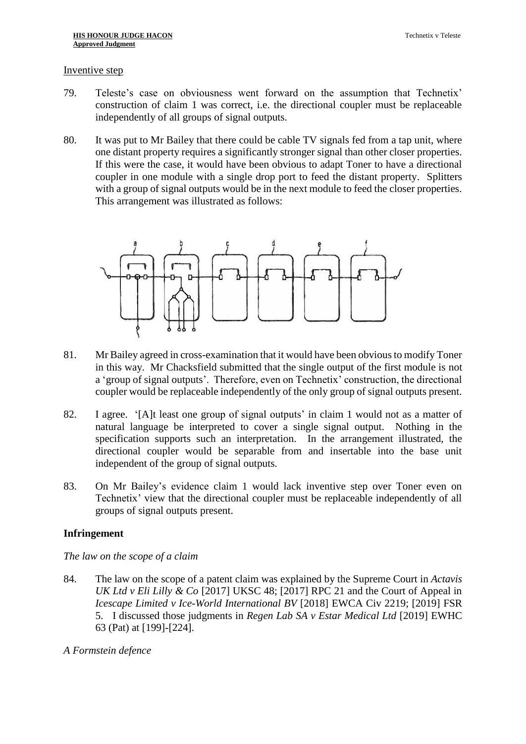Inventive step

79. Teleste's case on obviousness went forward on the assumption that Technetix' construction of claim 1 was correct, i.e. the directional coupler must be replaceable independently of all groups of signal outputs.

80. It was put to Mr Bailey that there could be cable TV signals fed from a tap unit, where one distant property requires a significantly stronger signal than other closer properties. If this were the case, it would have been obvious to adapt Toner to have a directional coupler in one module with a single drop port to feed the distant property. Splitters with a group of signal outputs would be in the next module to feed the closer properties. This arrangement was illustrated as follows:

81. Mr Bailey agreed in cross-examination that it would have been obvious to modify Toner in this way. Mr Chacksfield submitted that the single output of the first module is not a 'group of signal outputs'. Therefore, even on Technetix' construction, the directional coupler would be replaceable independently of the only group of signal outputs present.

82. I agree. '[A]t least one group of signal outputs' in claim 1 would not as a matter of natural language be interpreted to cover a single signal output. Nothing in the specification supports such an interpretation. In the arrangement illustrated, the directional coupler would be separable from and insertable into the base unit independent of the group of signal outputs.

83. On Mr Bailey's evidence claim 1 would lack inventive step over Toner even on Technetix' view that the directional coupler must be replaceable independently of all groups of signal outputs present.

## Infringement

*The law on the scope of a claim*

84. The law on the scope of a patent claim was explained by the Supreme Court in *Actavis UK Ltd v Eli Lilly & Co* [2017] UKSC 48; [2017] RPC 21 and the Court of Appeal in *Icescape Limited v Ice-World International BV* [2018] EWCA Civ 2219; [2019] FSR 5. I discussed those judgments in *Regen Lab SA v Estar Medical Ltd* [2019] EWHC 63 (Pat) at [199]-[224].

*A Formstein defence*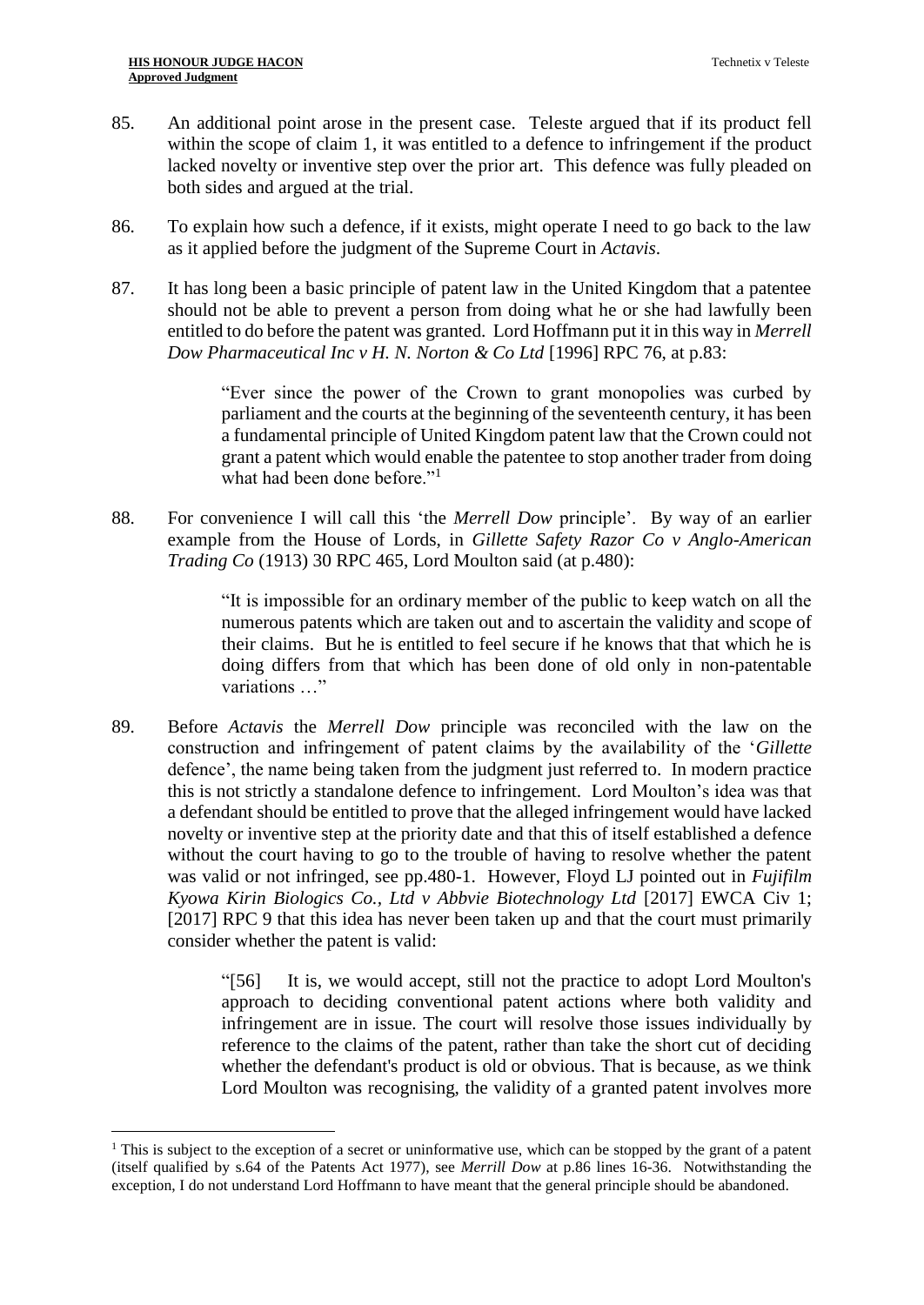85. An additional point arose in the present case. Teleste argued that if its product fell within the scope of claim 1, it was entitled to a defence to infringement if the product lacked novelty or inventive step over the prior art. This defence was fully pleaded on both sides and argued at the trial.

86. To explain how such a defence, if it exists, might operate I need to go back to the law as it applied before the judgment of the Supreme Court in *Actavis*.

87. It has long been a basic principle of patent law in the United Kingdom that a patentee should not be able to prevent a person from doing what he or she had lawfully been entitled to do before the patent was granted. Lord Hoffmann put it in this way in *Merrell Dow Pharmaceutical Inc v H. N. Norton & Co Ltd* [1996] RPC 76, at p.83:

> "Ever since the power of the Crown to grant monopolies was curbed by parliament and the courts at the beginning of the seventeenth century, it has been a fundamental principle of United Kingdom patent law that the Crown could not grant a patent which would enable the patentee to stop another trader from doing what had been done before."[1]

88. For convenience I will call this 'the *Merrell Dow* principle'. By way of an earlier example from the House of Lords, in *Gillette Safety Razor Co v Anglo-American Trading Co* (1913) 30 RPC 465, Lord Moulton said (at p.480):

> "It is impossible for an ordinary member of the public to keep watch on all the numerous patents which are taken out and to ascertain the validity and scope of their claims. But he is entitled to feel secure if he knows that that which he is doing differs from that which has been done of old only in non-patentable variations …"

89. Before *Actavis* the *Merrell Dow* principle was reconciled with the law on the construction and infringement of patent claims by the availability of the '*Gillette* defence', the name being taken from the judgment just referred to. In modern practice this is not strictly a standalone defence to infringement. Lord Moulton's idea was that a defendant should be entitled to prove that the alleged infringement would have lacked novelty or inventive step at the priority date and that this of itself established a defence without the court having to go to the trouble of having to resolve whether the patent was valid or not infringed, see pp.480-1. However, Floyd LJ pointed out in *Fujifilm Kyowa Kirin Biologics Co., Ltd v Abbvie Biotechnology Ltd* [2017] EWCA Civ 1; [2017] RPC 9 that this idea has never been taken up and that the court must primarily consider whether the patent is valid:

> "[56] It is, we would accept, still not the practice to adopt Lord Moulton's approach to deciding conventional patent actions where both validity and infringement are in issue. The court will resolve those issues individually by reference to the claims of the patent, rather than take the short cut of deciding whether the defendant's product is old or obvious. That is because, as we think Lord Moulton was recognising, the validity of a granted patent involves more

---

[1] This is subject to the exception of a secret or uninformative use, which can be stopped by the grant of a patent (itself qualified by s.64 of the Patents Act 1977), see *Merrill Dow* at p.86 lines 16-36. Notwithstanding the exception, I do not understand Lord Hoffmann to have meant that the general principle should be abandoned.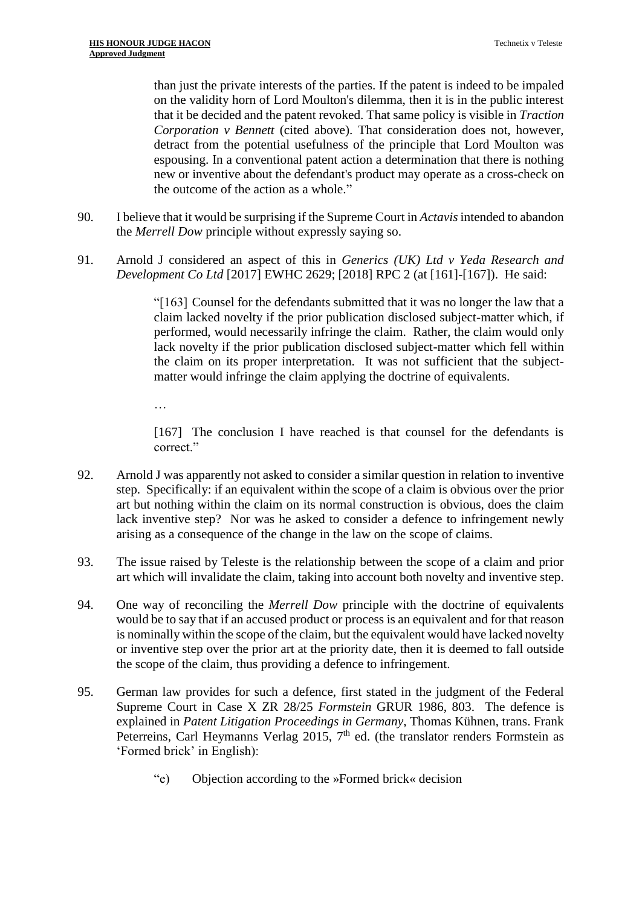> than just the private interests of the parties. If the patent is indeed to be impaled on the validity horn of Lord Moulton's dilemma, then it is in the public interest that it be decided and the patent revoked. That same policy is visible in *Traction Corporation v Bennett* (cited above). That consideration does not, however, detract from the potential usefulness of the principle that Lord Moulton was espousing. In a conventional patent action a determination that there is nothing new or inventive about the defendant's product may operate as a cross-check on the outcome of the action as a whole."

90. I believe that it would be surprising if the Supreme Court in *Actavis* intended to abandon the *Merrell Dow* principle without expressly saying so.

91. Arnold J considered an aspect of this in *Generics (UK) Ltd v Yeda Research and Development Co Ltd* [2017] EWHC 2629; [2018] RPC 2 (at [161]-[167]). He said:

> "[163] Counsel for the defendants submitted that it was no longer the law that a claim lacked novelty if the prior publication disclosed subject-matter which, if performed, would necessarily infringe the claim. Rather, the claim would only lack novelty if the prior publication disclosed subject-matter which fell within the claim on its proper interpretation. It was not sufficient that the subject-matter would infringe the claim applying the doctrine of equivalents.
>
> …
>
> [167] The conclusion I have reached is that counsel for the defendants is correct."

92. Arnold J was apparently not asked to consider a similar question in relation to inventive step. Specifically: if an equivalent within the scope of a claim is obvious over the prior art but nothing within the claim on its normal construction is obvious, does the claim lack inventive step? Nor was he asked to consider a defence to infringement newly arising as a consequence of the change in the law on the scope of claims.

93. The issue raised by Teleste is the relationship between the scope of a claim and prior art which will invalidate the claim, taking into account both novelty and inventive step.

94. One way of reconciling the *Merrell Dow* principle with the doctrine of equivalents would be to say that if an accused product or process is an equivalent and for that reason is nominally within the scope of the claim, but the equivalent would have lacked novelty or inventive step over the prior art at the priority date, then it is deemed to fall outside the scope of the claim, thus providing a defence to infringement.

95. German law provides for such a defence, first stated in the judgment of the Federal Supreme Court in Case X ZR 28/25 *Formstein* GRUR 1986, 803. The defence is explained in *Patent Litigation Proceedings in Germany*, Thomas Kühnen, trans. Frank Peterreins, Carl Heymanns Verlag 2015, 7th ed. (the translator renders Formstein as 'Formed brick' in English):

> "e) Objection according to the »Formed brick« decision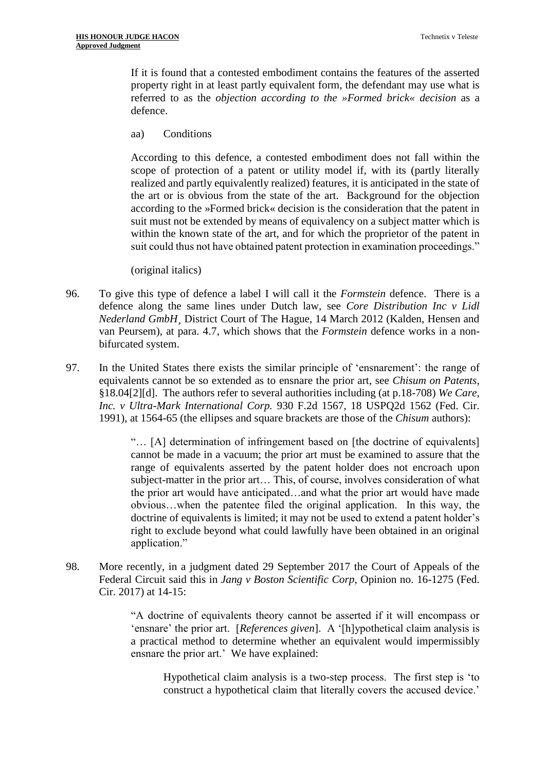> If it is found that a contested embodiment contains the features of the asserted property right in at least partly equivalent form, the defendant may use what is referred to as the *objection according to the »Formed brick« decision* as a defence.
>
> aa) Conditions
>
> According to this defence, a contested embodiment does not fall within the scope of protection of a patent or utility model if, with its (partly literally realized and partly equivalently realized) features, it is anticipated in the state of the art or is obvious from the state of the art. Background for the objection according to the »Formed brick« decision is the consideration that the patent in suit must not be extended by means of equivalency on a subject matter which is within the known state of the art, and for which the proprietor of the patent in suit could thus not have obtained patent protection in examination proceedings."
>
> (original italics)

96. To give this type of defence a label I will call it the *Formstein* defence. There is a defence along the same lines under Dutch law, see *Core Distribution Inc v Lidl Nederland GmbH*¸ District Court of The Hague, 14 March 2012 (Kalden, Hensen and van Peursem), at para. 4.7, which shows that the *Formstein* defence works in a non-bifurcated system.

97. In the United States there exists the similar principle of 'ensnarement': the range of equivalents cannot be so extended as to ensnare the prior art, see *Chisum on Patents*, §18.04[2][d]. The authors refer to several authorities including (at p.18-708) *We Care, Inc. v Ultra-Mark International Corp.* 930 F.2d 1567, 18 USPQ2d 1562 (Fed. Cir. 1991), at 1564-65 (the ellipses and square brackets are those of the *Chisum* authors):

> "… [A] determination of infringement based on [the doctrine of equivalents] cannot be made in a vacuum; the prior art must be examined to assure that the range of equivalents asserted by the patent holder does not encroach upon subject-matter in the prior art… This, of course, involves consideration of what the prior art would have anticipated…and what the prior art would have made obvious…when the patentee filed the original application. In this way, the doctrine of equivalents is limited; it may not be used to extend a patent holder's right to exclude beyond what could lawfully have been obtained in an original application."

98. More recently, in a judgment dated 29 September 2017 the Court of Appeals of the Federal Circuit said this in *Jang v Boston Scientific Corp*, Opinion no. 16-1275 (Fed. Cir. 2017) at 14-15:

> "A doctrine of equivalents theory cannot be asserted if it will encompass or 'ensnare' the prior art. [*References given*]. A '[h]ypothetical claim analysis is a practical method to determine whether an equivalent would impermissibly ensnare the prior art.' We have explained:
>
> > Hypothetical claim analysis is a two-step process. The first step is 'to construct a hypothetical claim that literally covers the accused device.'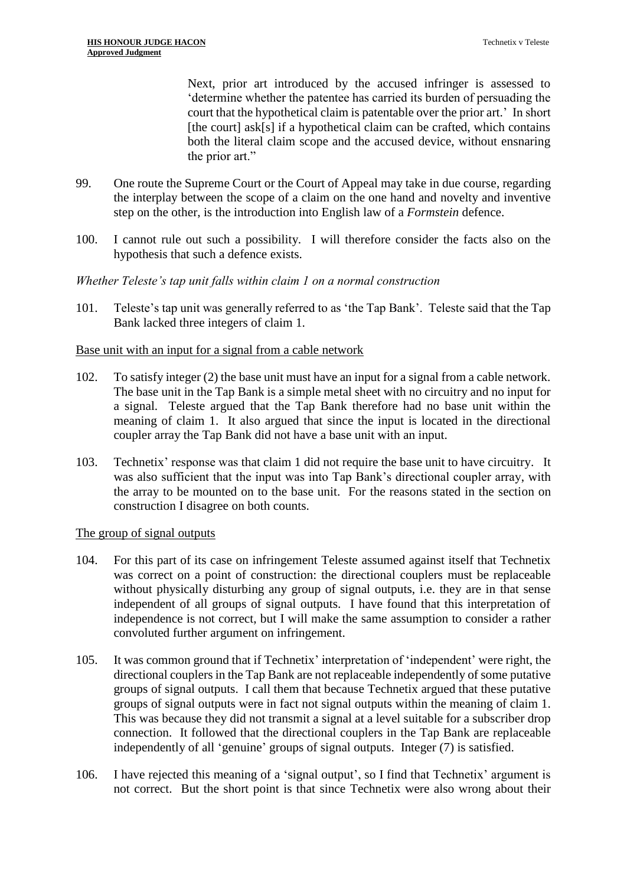> Next, prior art introduced by the accused infringer is assessed to 'determine whether the patentee has carried its burden of persuading the court that the hypothetical claim is patentable over the prior art.' In short [the court] ask[s] if a hypothetical claim can be crafted, which contains both the literal claim scope and the accused device, without ensnaring the prior art."

99. One route the Supreme Court or the Court of Appeal may take in due course, regarding the interplay between the scope of a claim on the one hand and novelty and inventive step on the other, is the introduction into English law of a *Formstein* defence.

100. I cannot rule out such a possibility. I will therefore consider the facts also on the hypothesis that such a defence exists.

*Whether Teleste's tap unit falls within claim 1 on a normal construction*

101. Teleste's tap unit was generally referred to as 'the Tap Bank'. Teleste said that the Tap Bank lacked three integers of claim 1.

<u>Base unit with an input for a signal from a cable network</u>

102. To satisfy integer (2) the base unit must have an input for a signal from a cable network. The base unit in the Tap Bank is a simple metal sheet with no circuitry and no input for a signal. Teleste argued that the Tap Bank therefore had no base unit within the meaning of claim 1. It also argued that since the input is located in the directional coupler array the Tap Bank did not have a base unit with an input.

103. Technetix' response was that claim 1 did not require the base unit to have circuitry. It was also sufficient that the input was into Tap Bank's directional coupler array, with the array to be mounted on to the base unit. For the reasons stated in the section on construction I disagree on both counts.

<u>The group of signal outputs</u>

104. For this part of its case on infringement Teleste assumed against itself that Technetix was correct on a point of construction: the directional couplers must be replaceable without physically disturbing any group of signal outputs, i.e. they are in that sense independent of all groups of signal outputs. I have found that this interpretation of independence is not correct, but I will make the same assumption to consider a rather convoluted further argument on infringement.

105. It was common ground that if Technetix' interpretation of 'independent' were right, the directional couplers in the Tap Bank are not replaceable independently of some putative groups of signal outputs. I call them that because Technetix argued that these putative groups of signal outputs were in fact not signal outputs within the meaning of claim 1. This was because they did not transmit a signal at a level suitable for a subscriber drop connection. It followed that the directional couplers in the Tap Bank are replaceable independently of all 'genuine' groups of signal outputs. Integer (7) is satisfied.

106. I have rejected this meaning of a 'signal output', so I find that Technetix' argument is not correct. But the short point is that since Technetix were also wrong about their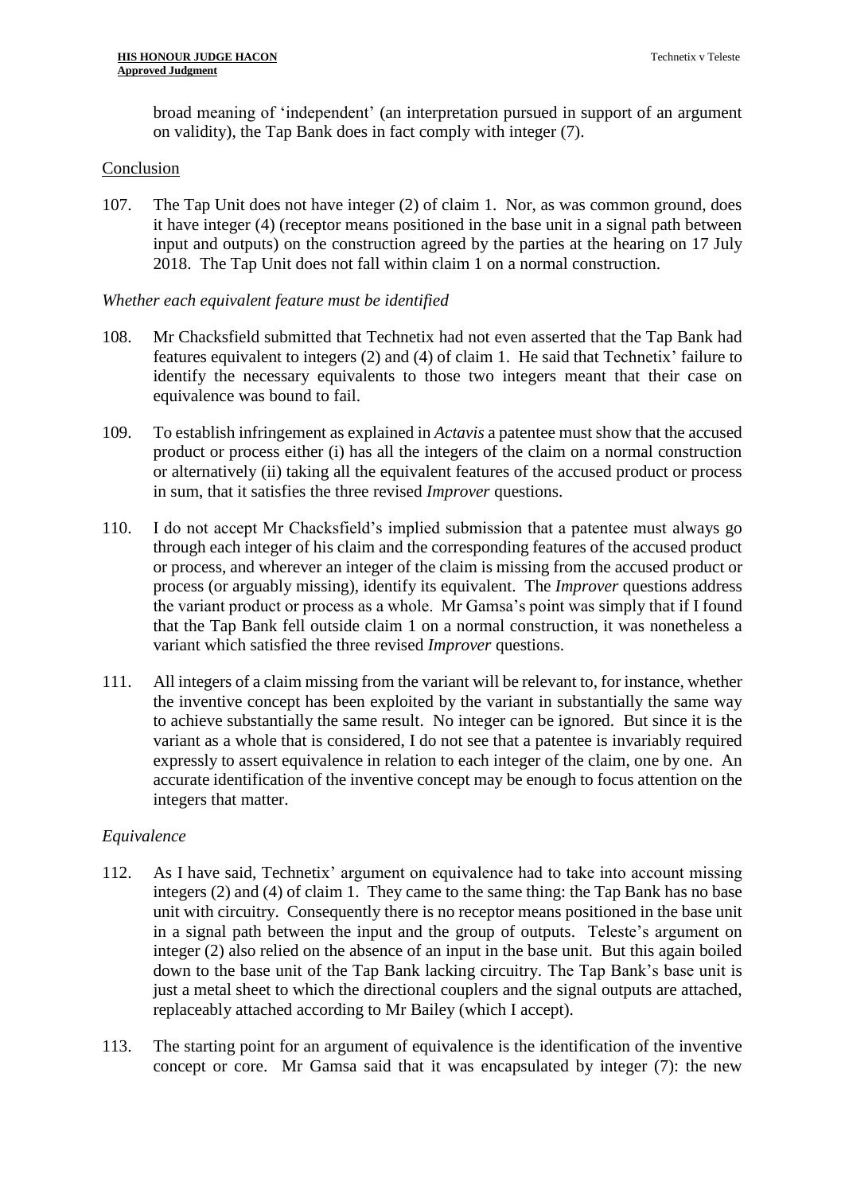broad meaning of 'independent' (an interpretation pursued in support of an argument on validity), the Tap Bank does in fact comply with integer (7).

Conclusion

107. The Tap Unit does not have integer (2) of claim 1. Nor, as was common ground, does it have integer (4) (receptor means positioned in the base unit in a signal path between input and outputs) on the construction agreed by the parties at the hearing on 17 July 2018. The Tap Unit does not fall within claim 1 on a normal construction.

*Whether each equivalent feature must be identified*

108. Mr Chacksfield submitted that Technetix had not even asserted that the Tap Bank had features equivalent to integers (2) and (4) of claim 1. He said that Technetix' failure to identify the necessary equivalents to those two integers meant that their case on equivalence was bound to fail.

109. To establish infringement as explained in *Actavis* a patentee must show that the accused product or process either (i) has all the integers of the claim on a normal construction or alternatively (ii) taking all the equivalent features of the accused product or process in sum, that it satisfies the three revised *Improver* questions.

110. I do not accept Mr Chacksfield's implied submission that a patentee must always go through each integer of his claim and the corresponding features of the accused product or process, and wherever an integer of the claim is missing from the accused product or process (or arguably missing), identify its equivalent. The *Improver* questions address the variant product or process as a whole. Mr Gamsa's point was simply that if I found that the Tap Bank fell outside claim 1 on a normal construction, it was nonetheless a variant which satisfied the three revised *Improver* questions.

111. All integers of a claim missing from the variant will be relevant to, for instance, whether the inventive concept has been exploited by the variant in substantially the same way to achieve substantially the same result. No integer can be ignored. But since it is the variant as a whole that is considered, I do not see that a patentee is invariably required expressly to assert equivalence in relation to each integer of the claim, one by one. An accurate identification of the inventive concept may be enough to focus attention on the integers that matter.

*Equivalence*

112. As I have said, Technetix' argument on equivalence had to take into account missing integers (2) and (4) of claim 1. They came to the same thing: the Tap Bank has no base unit with circuitry. Consequently there is no receptor means positioned in the base unit in a signal path between the input and the group of outputs. Teleste's argument on integer (2) also relied on the absence of an input in the base unit. But this again boiled down to the base unit of the Tap Bank lacking circuitry. The Tap Bank's base unit is just a metal sheet to which the directional couplers and the signal outputs are attached, replaceably attached according to Mr Bailey (which I accept).

113. The starting point for an argument of equivalence is the identification of the inventive concept or core. Mr Gamsa said that it was encapsulated by integer (7): the new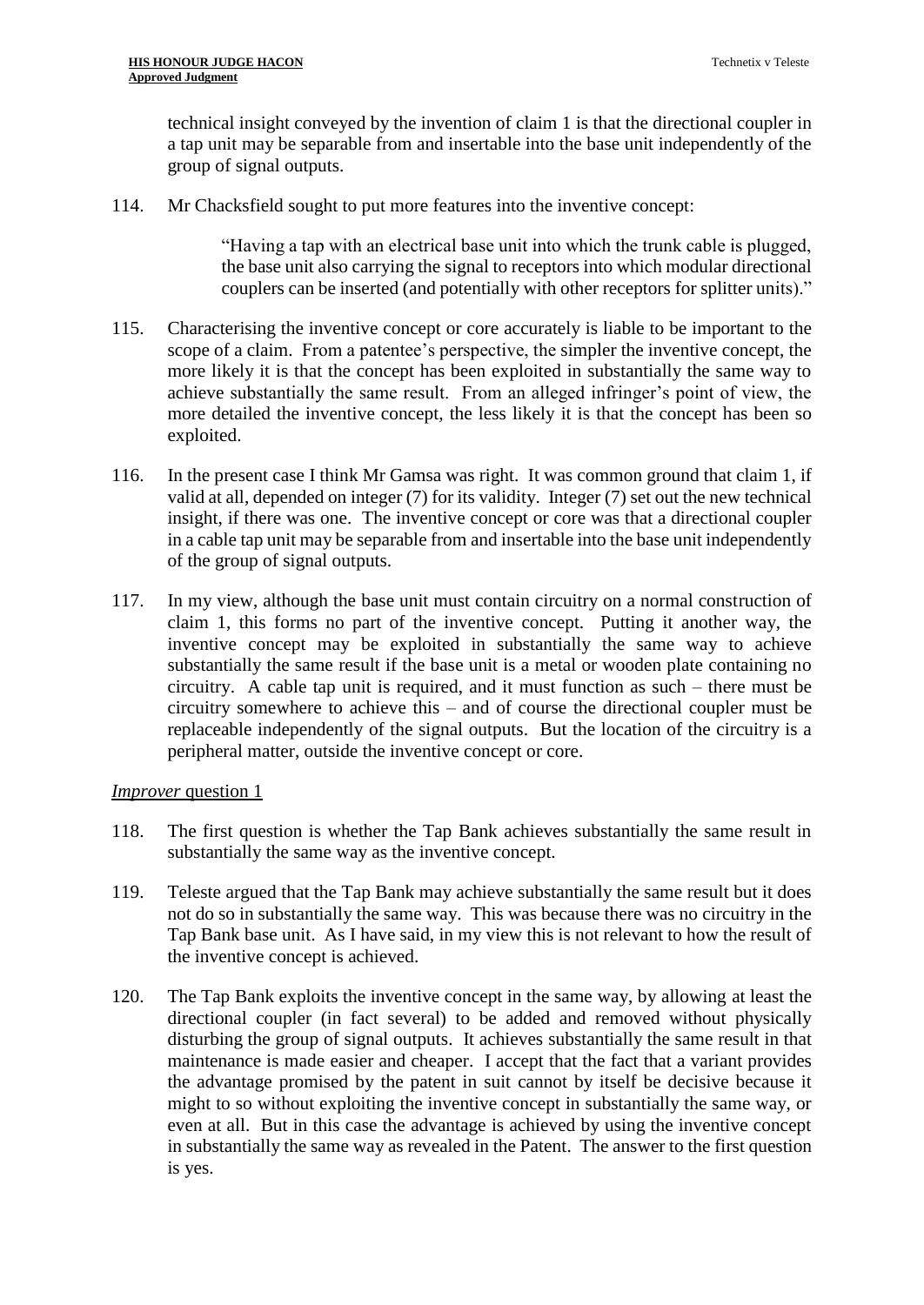technical insight conveyed by the invention of claim 1 is that the directional coupler in a tap unit may be separable from and insertable into the base unit independently of the group of signal outputs.

114. Mr Chacksfield sought to put more features into the inventive concept:

> "Having a tap with an electrical base unit into which the trunk cable is plugged, the base unit also carrying the signal to receptors into which modular directional couplers can be inserted (and potentially with other receptors for splitter units)."

115. Characterising the inventive concept or core accurately is liable to be important to the scope of a claim. From a patentee's perspective, the simpler the inventive concept, the more likely it is that the concept has been exploited in substantially the same way to achieve substantially the same result. From an alleged infringer's point of view, the more detailed the inventive concept, the less likely it is that the concept has been so exploited.

116. In the present case I think Mr Gamsa was right. It was common ground that claim 1, if valid at all, depended on integer (7) for its validity. Integer (7) set out the new technical insight, if there was one. The inventive concept or core was that a directional coupler in a cable tap unit may be separable from and insertable into the base unit independently of the group of signal outputs.

117. In my view, although the base unit must contain circuitry on a normal construction of claim 1, this forms no part of the inventive concept. Putting it another way, the inventive concept may be exploited in substantially the same way to achieve substantially the same result if the base unit is a metal or wooden plate containing no circuitry. A cable tap unit is required, and it must function as such – there must be circuitry somewhere to achieve this – and of course the directional coupler must be replaceable independently of the signal outputs. But the location of the circuitry is a peripheral matter, outside the inventive concept or core.

### *Improver* question 1

118. The first question is whether the Tap Bank achieves substantially the same result in substantially the same way as the inventive concept.

119. Teleste argued that the Tap Bank may achieve substantially the same result but it does not do so in substantially the same way. This was because there was no circuitry in the Tap Bank base unit. As I have said, in my view this is not relevant to how the result of the inventive concept is achieved.

120. The Tap Bank exploits the inventive concept in the same way, by allowing at least the directional coupler (in fact several) to be added and removed without physically disturbing the group of signal outputs. It achieves substantially the same result in that maintenance is made easier and cheaper. I accept that the fact that a variant provides the advantage promised by the patent in suit cannot by itself be decisive because it might to so without exploiting the inventive concept in substantially the same way, or even at all. But in this case the advantage is achieved by using the inventive concept in substantially the same way as revealed in the Patent. The answer to the first question is yes.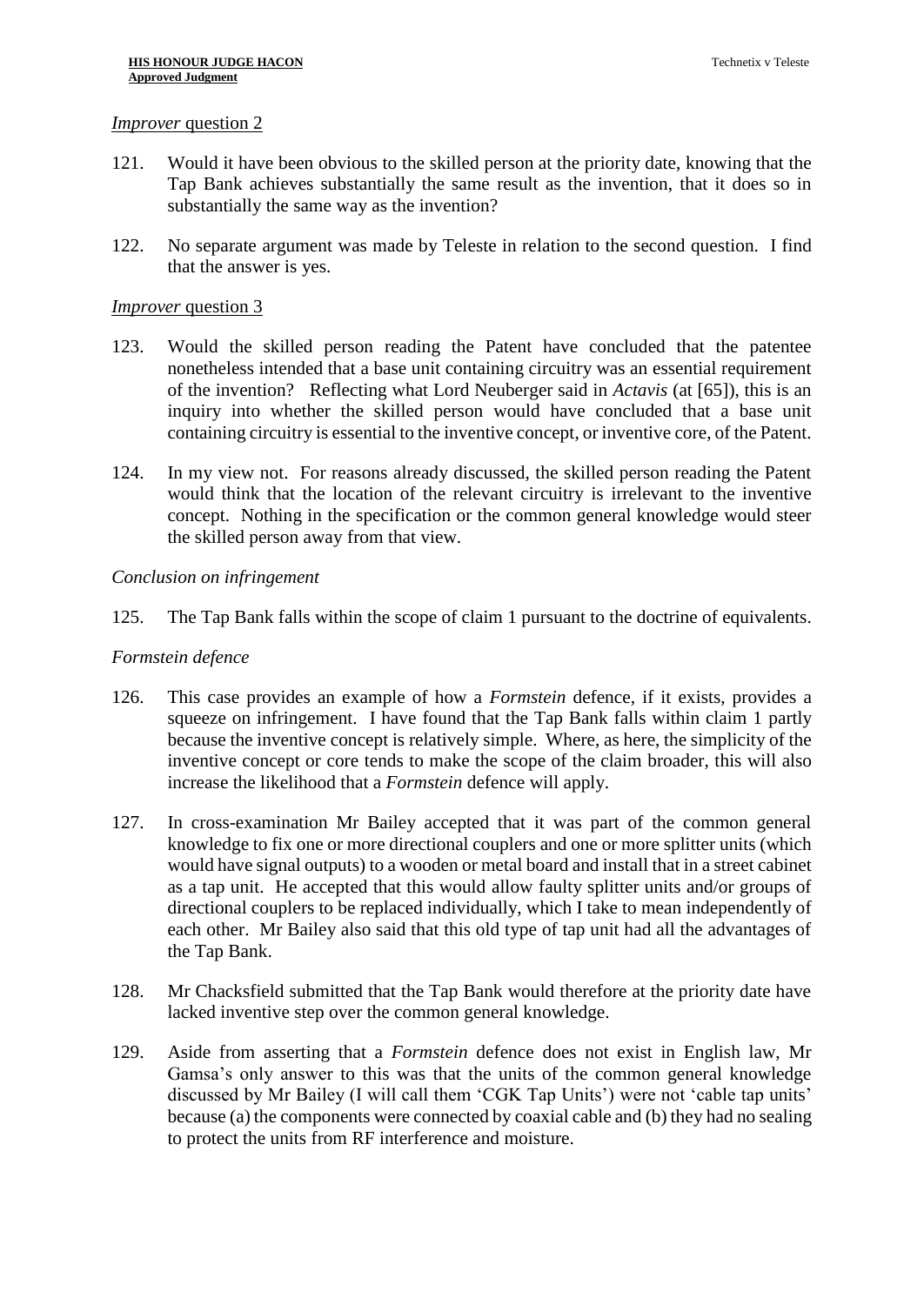*Improver* question 2

121. Would it have been obvious to the skilled person at the priority date, knowing that the Tap Bank achieves substantially the same result as the invention, that it does so in substantially the same way as the invention?

122. No separate argument was made by Teleste in relation to the second question. I find that the answer is yes.

*Improver* question 3

123. Would the skilled person reading the Patent have concluded that the patentee nonetheless intended that a base unit containing circuitry was an essential requirement of the invention? Reflecting what Lord Neuberger said in *Actavis* (at [65]), this is an inquiry into whether the skilled person would have concluded that a base unit containing circuitry is essential to the inventive concept, or inventive core, of the Patent.

124. In my view not. For reasons already discussed, the skilled person reading the Patent would think that the location of the relevant circuitry is irrelevant to the inventive concept. Nothing in the specification or the common general knowledge would steer the skilled person away from that view.

*Conclusion on infringement*

125. The Tap Bank falls within the scope of claim 1 pursuant to the doctrine of equivalents.

*Formstein defence*

126. This case provides an example of how a *Formstein* defence, if it exists, provides a squeeze on infringement. I have found that the Tap Bank falls within claim 1 partly because the inventive concept is relatively simple. Where, as here, the simplicity of the inventive concept or core tends to make the scope of the claim broader, this will also increase the likelihood that a *Formstein* defence will apply.

127. In cross-examination Mr Bailey accepted that it was part of the common general knowledge to fix one or more directional couplers and one or more splitter units (which would have signal outputs) to a wooden or metal board and install that in a street cabinet as a tap unit. He accepted that this would allow faulty splitter units and/or groups of directional couplers to be replaced individually, which I take to mean independently of each other. Mr Bailey also said that this old type of tap unit had all the advantages of the Tap Bank.

128. Mr Chacksfield submitted that the Tap Bank would therefore at the priority date have lacked inventive step over the common general knowledge.

129. Aside from asserting that a *Formstein* defence does not exist in English law, Mr Gamsa's only answer to this was that the units of the common general knowledge discussed by Mr Bailey (I will call them 'CGK Tap Units') were not 'cable tap units' because (a) the components were connected by coaxial cable and (b) they had no sealing to protect the units from RF interference and moisture.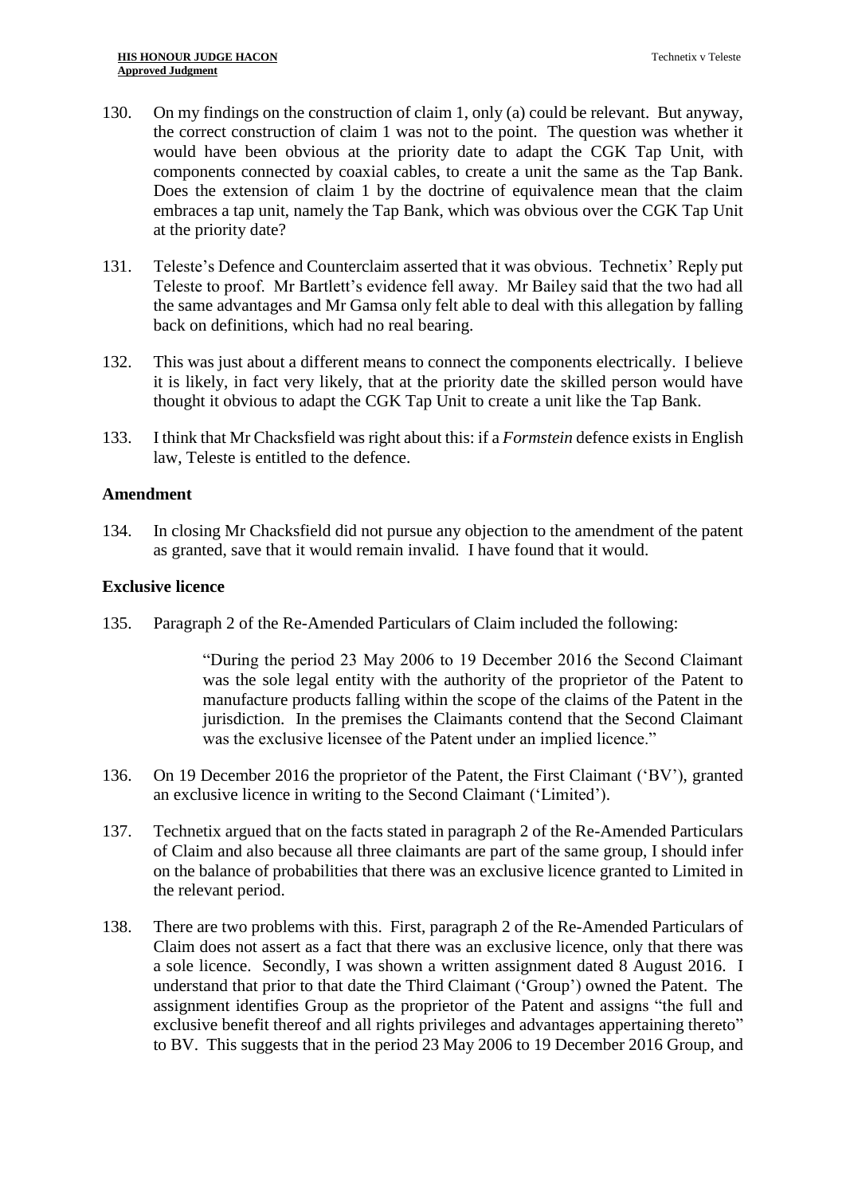130. On my findings on the construction of claim 1, only (a) could be relevant. But anyway, the correct construction of claim 1 was not to the point. The question was whether it would have been obvious at the priority date to adapt the CGK Tap Unit, with components connected by coaxial cables, to create a unit the same as the Tap Bank. Does the extension of claim 1 by the doctrine of equivalence mean that the claim embraces a tap unit, namely the Tap Bank, which was obvious over the CGK Tap Unit at the priority date?

131. Teleste's Defence and Counterclaim asserted that it was obvious. Technetix' Reply put Teleste to proof. Mr Bartlett's evidence fell away. Mr Bailey said that the two had all the same advantages and Mr Gamsa only felt able to deal with this allegation by falling back on definitions, which had no real bearing.

132. This was just about a different means to connect the components electrically. I believe it is likely, in fact very likely, that at the priority date the skilled person would have thought it obvious to adapt the CGK Tap Unit to create a unit like the Tap Bank.

133. I think that Mr Chacksfield was right about this: if a *Formstein* defence exists in English law, Teleste is entitled to the defence.

## Amendment

134. In closing Mr Chacksfield did not pursue any objection to the amendment of the patent as granted, save that it would remain invalid. I have found that it would.

## Exclusive licence

135. Paragraph 2 of the Re-Amended Particulars of Claim included the following:

> "During the period 23 May 2006 to 19 December 2016 the Second Claimant was the sole legal entity with the authority of the proprietor of the Patent to manufacture products falling within the scope of the claims of the Patent in the jurisdiction. In the premises the Claimants contend that the Second Claimant was the exclusive licensee of the Patent under an implied licence."

136. On 19 December 2016 the proprietor of the Patent, the First Claimant ('BV'), granted an exclusive licence in writing to the Second Claimant ('Limited').

137. Technetix argued that on the facts stated in paragraph 2 of the Re-Amended Particulars of Claim and also because all three claimants are part of the same group, I should infer on the balance of probabilities that there was an exclusive licence granted to Limited in the relevant period.

138. There are two problems with this. First, paragraph 2 of the Re-Amended Particulars of Claim does not assert as a fact that there was an exclusive licence, only that there was a sole licence. Secondly, I was shown a written assignment dated 8 August 2016. I understand that prior to that date the Third Claimant ('Group') owned the Patent. The assignment identifies Group as the proprietor of the Patent and assigns "the full and exclusive benefit thereof and all rights privileges and advantages appertaining thereto" to BV. This suggests that in the period 23 May 2006 to 19 December 2016 Group, and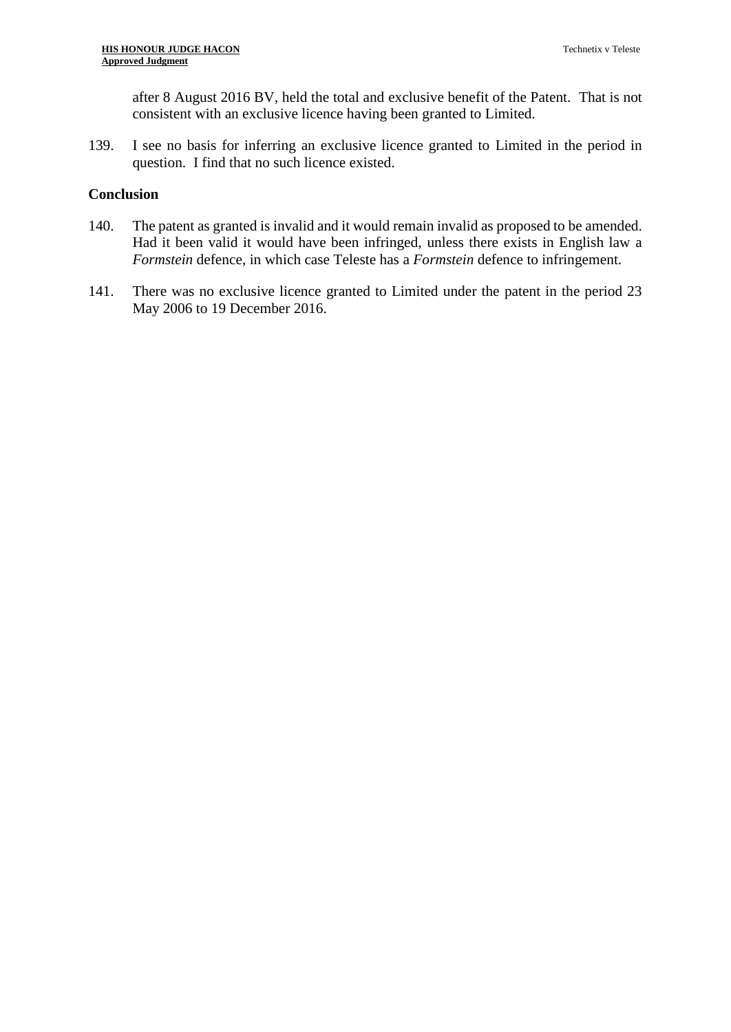after 8 August 2016 BV, held the total and exclusive benefit of the Patent. That is not consistent with an exclusive licence having been granted to Limited.

139. I see no basis for inferring an exclusive licence granted to Limited in the period in question. I find that no such licence existed.

## Conclusion

140. The patent as granted is invalid and it would remain invalid as proposed to be amended. Had it been valid it would have been infringed, unless there exists in English law a *Formstein* defence, in which case Teleste has a *Formstein* defence to infringement.

141. There was no exclusive licence granted to Limited under the patent in the period 23 May 2006 to 19 December 2016.